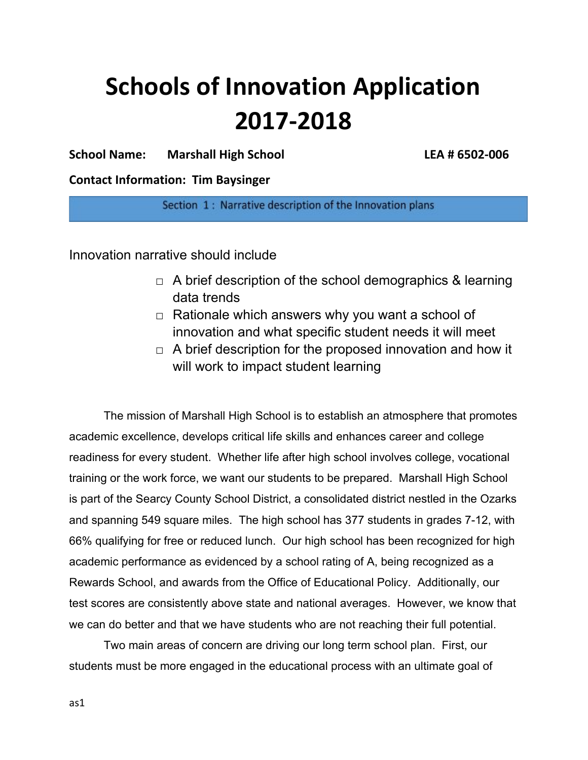# Schools of Innovation Application 2017-2018

**School Name:** **Marshall High School** **LEA # 6502-006**

**Contact Information: Tim Baysinger**

## Section 1 : Narrative description of the Innovation plans

Innovation narrative should include

- □ A brief description of the school demographics & learning data trends
- □ Rationale which answers why you want a school of innovation and what specific student needs it will meet
- □ A brief description for the proposed innovation and how it will work to impact student learning

The mission of Marshall High School is to establish an atmosphere that promotes academic excellence, develops critical life skills and enhances career and college readiness for every student. Whether life after high school involves college, vocational training or the work force, we want our students to be prepared. Marshall High School is part of the Searcy County School District, a consolidated district nestled in the Ozarks and spanning 549 square miles. The high school has 377 students in grades 7-12, with 66% qualifying for free or reduced lunch. Our high school has been recognized for high academic performance as evidenced by a school rating of A, being recognized as a Rewards School, and awards from the Office of Educational Policy. Additionally, our test scores are consistently above state and national averages. However, we know that we can do better and that we have students who are not reaching their full potential.

Two main areas of concern are driving our long term school plan. First, our students must be more engaged in the educational process with an ultimate goal of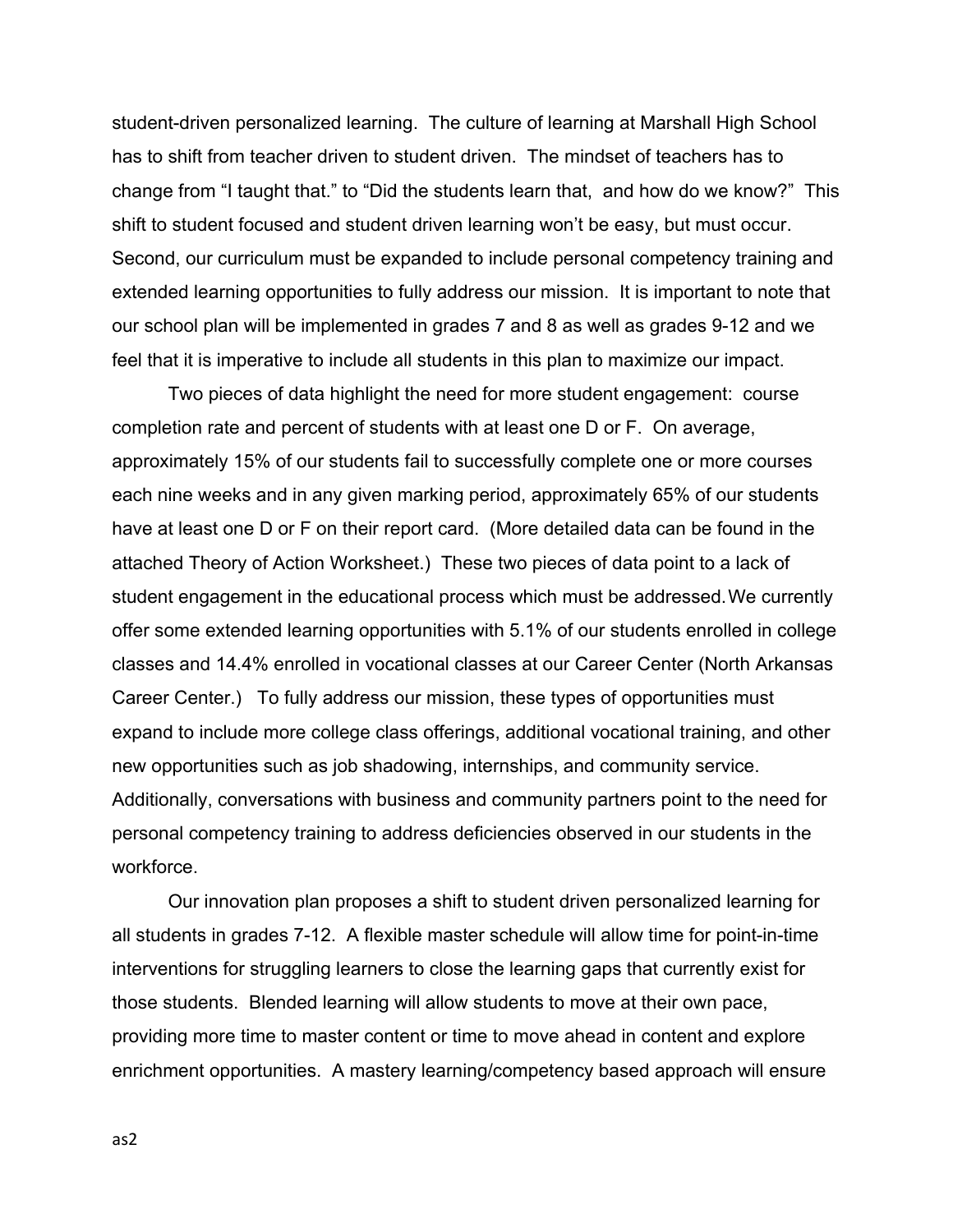student-driven personalized learning. The culture of learning at Marshall High School has to shift from teacher driven to student driven. The mindset of teachers has to change from "I taught that." to "Did the students learn that, and how do we know?" This shift to student focused and student driven learning won't be easy, but must occur. Second, our curriculum must be expanded to include personal competency training and extended learning opportunities to fully address our mission. It is important to note that our school plan will be implemented in grades 7 and 8 as well as grades 9-12 and we feel that it is imperative to include all students in this plan to maximize our impact.

Two pieces of data highlight the need for more student engagement: course completion rate and percent of students with at least one D or F. On average, approximately 15% of our students fail to successfully complete one or more courses each nine weeks and in any given marking period, approximately 65% of our students have at least one D or F on their report card. (More detailed data can be found in the attached Theory of Action Worksheet.) These two pieces of data point to a lack of student engagement in the educational process which must be addressed. We currently offer some extended learning opportunities with 5.1% of our students enrolled in college classes and 14.4% enrolled in vocational classes at our Career Center (North Arkansas Career Center.) To fully address our mission, these types of opportunities must expand to include more college class offerings, additional vocational training, and other new opportunities such as job shadowing, internships, and community service. Additionally, conversations with business and community partners point to the need for personal competency training to address deficiencies observed in our students in the workforce.

Our innovation plan proposes a shift to student driven personalized learning for all students in grades 7-12. A flexible master schedule will allow time for point-in-time interventions for struggling learners to close the learning gaps that currently exist for those students. Blended learning will allow students to move at their own pace, providing more time to master content or time to move ahead in content and explore enrichment opportunities. A mastery learning/competency based approach will ensure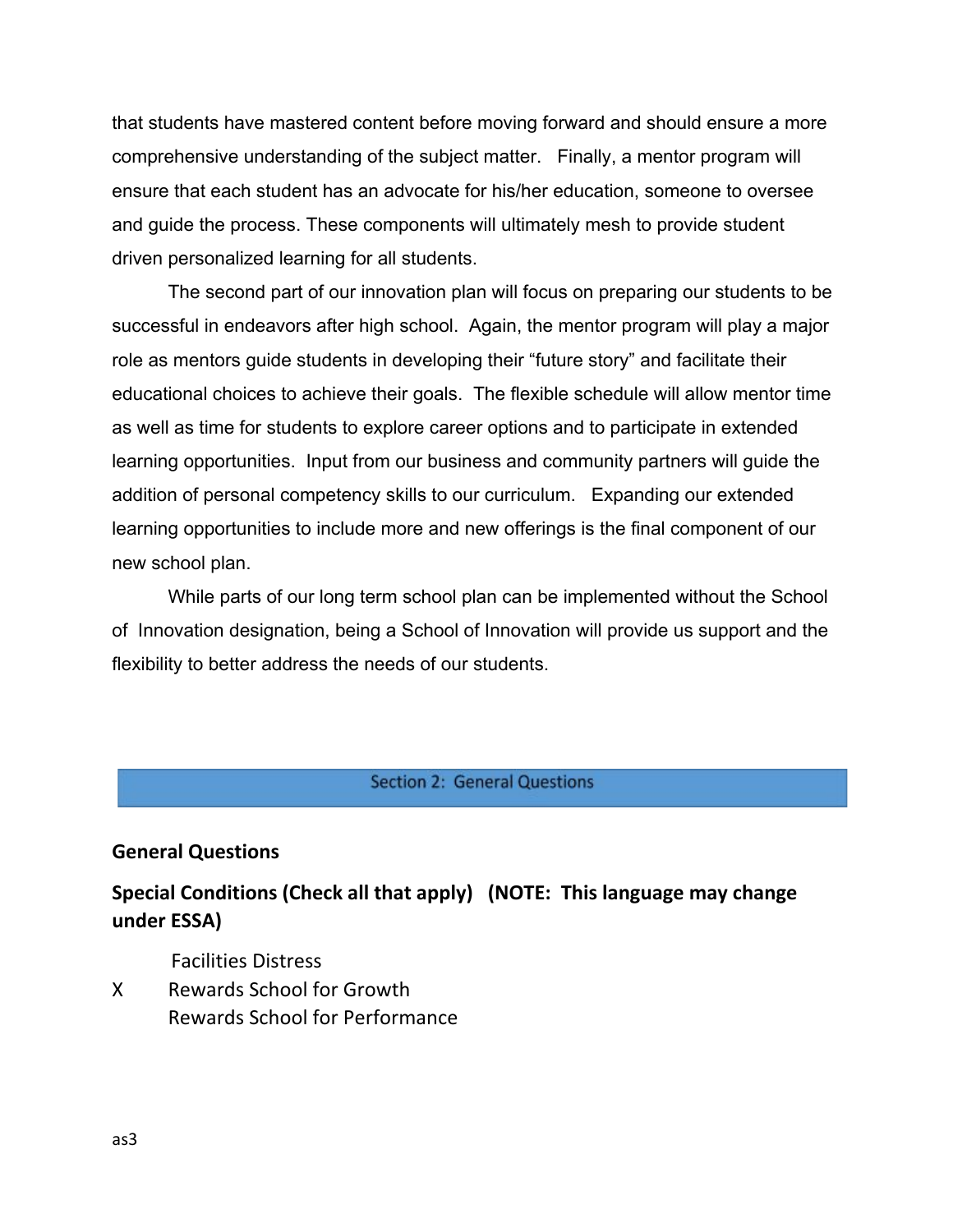that students have mastered content before moving forward and should ensure a more comprehensive understanding of the subject matter. Finally, a mentor program will ensure that each student has an advocate for his/her education, someone to oversee and guide the process. These components will ultimately mesh to provide student driven personalized learning for all students.

The second part of our innovation plan will focus on preparing our students to be successful in endeavors after high school. Again, the mentor program will play a major role as mentors guide students in developing their "future story" and facilitate their educational choices to achieve their goals. The flexible schedule will allow mentor time as well as time for students to explore career options and to participate in extended learning opportunities. Input from our business and community partners will guide the addition of personal competency skills to our curriculum. Expanding our extended learning opportunities to include more and new offerings is the final component of our new school plan.

While parts of our long term school plan can be implemented without the School of Innovation designation, being a School of Innovation will provide us support and the flexibility to better address the needs of our students.

## Section 2: General Questions

### General Questions

### Special Conditions (Check all that apply) (NOTE: This language may change under ESSA)

- Facilities Distress
- X Rewards School for Growth
- Rewards School for Performance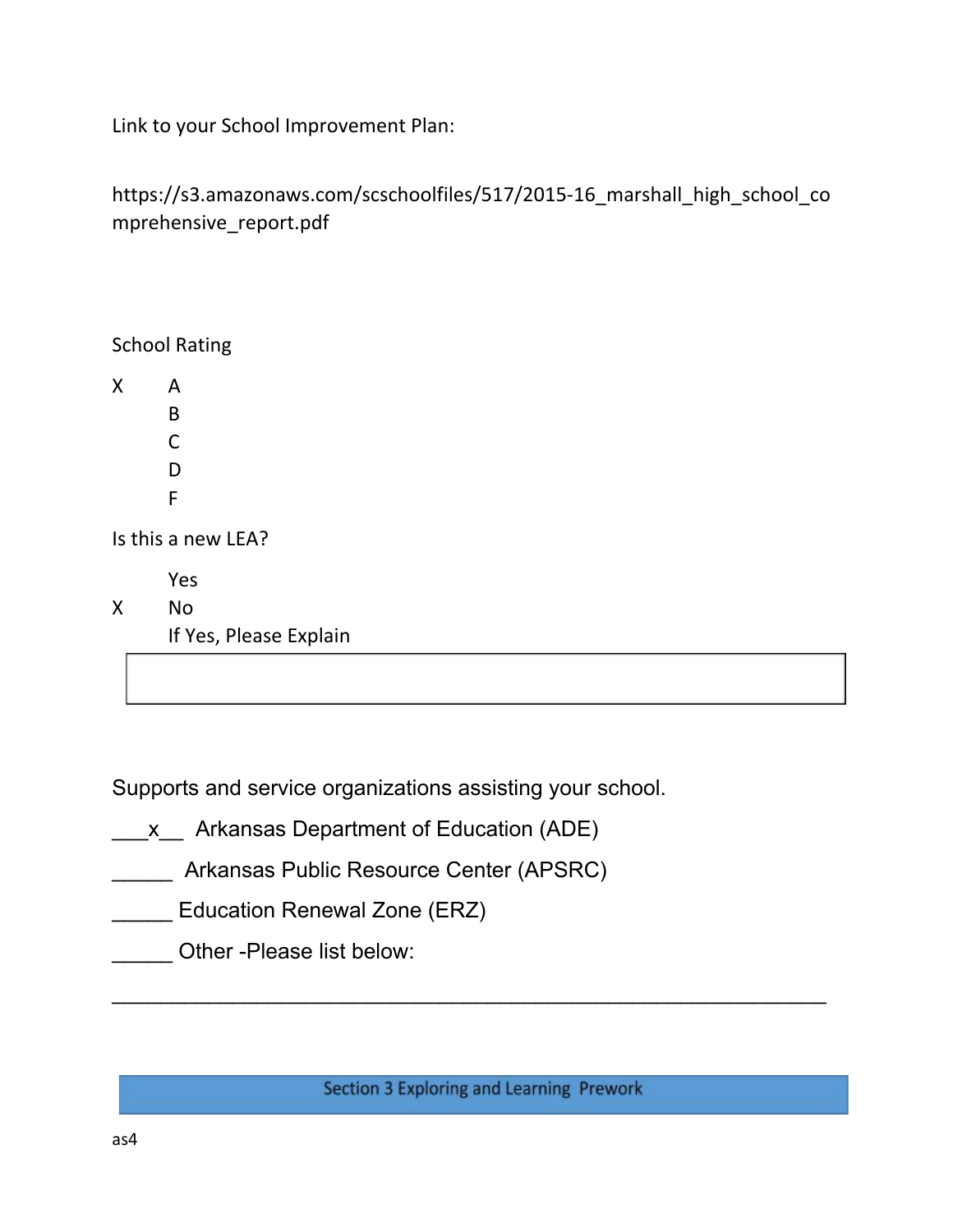Link to your School Improvement Plan:

https://s3.amazonaws.com/scschoolfiles/517/2015-16_marshall_high_school_comprehensive_report.pdf

School Rating

X A
B
C
D
F

Is this a new LEA?

Yes
X No
If Yes, Please Explain

| |
|---|
| |

Supports and service organizations assisting your school.

___x__ Arkansas Department of Education (ADE)

______ Arkansas Public Resource Center (APSRC)

______ Education Renewal Zone (ERZ)

______ Other -Please list below:

____________________________________________________________

## Section 3 Exploring and Learning Prework

as4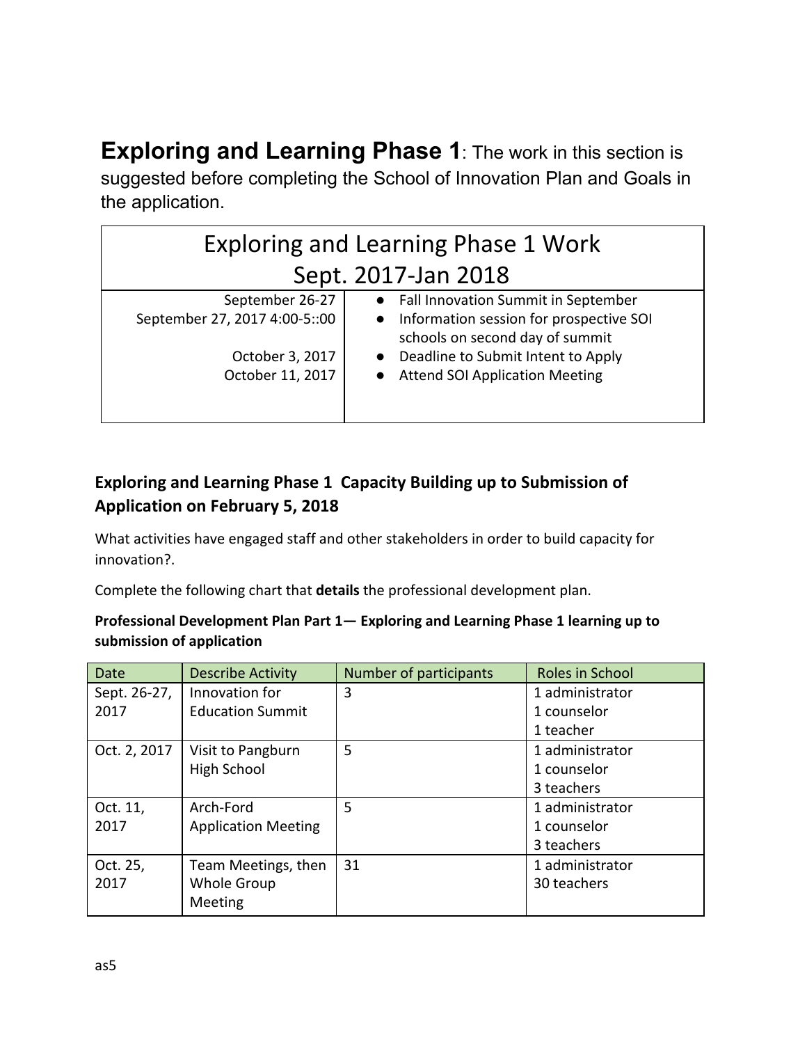**Exploring and Learning Phase 1**: The work in this section is suggested before completing the School of Innovation Plan and Goals in the application.

| Exploring and Learning Phase 1 Work Sept. 2017-Jan 2018 | |
|---|---|
| September 26-27<br>September 27, 2017 4:00-5::00<br><br>October 3, 2017<br>October 11, 2017 | • Fall Innovation Summit in September<br>• Information session for prospective SOI schools on second day of summit<br>• Deadline to Submit Intent to Apply<br>• Attend SOI Application Meeting |

### Exploring and Learning Phase 1 Capacity Building up to Submission of Application on February 5, 2018

What activities have engaged staff and other stakeholders in order to build capacity for innovation?.

Complete the following chart that **details** the professional development plan.

**Professional Development Plan Part 1— Exploring and Learning Phase 1 learning up to submission of application**

| Date | Describe Activity | Number of participants | Roles in School |
|---|---|---|---|
| Sept. 26-27, 2017 | Innovation for Education Summit | 3 | 1 administrator<br>1 counselor<br>1 teacher |
| Oct. 2, 2017 | Visit to Pangburn High School | 5 | 1 administrator<br>1 counselor<br>3 teachers |
| Oct. 11, 2017 | Arch-Ford Application Meeting | 5 | 1 administrator<br>1 counselor<br>3 teachers |
| Oct. 25, 2017 | Team Meetings, then Whole Group Meeting | 31 | 1 administrator<br>30 teachers |

as5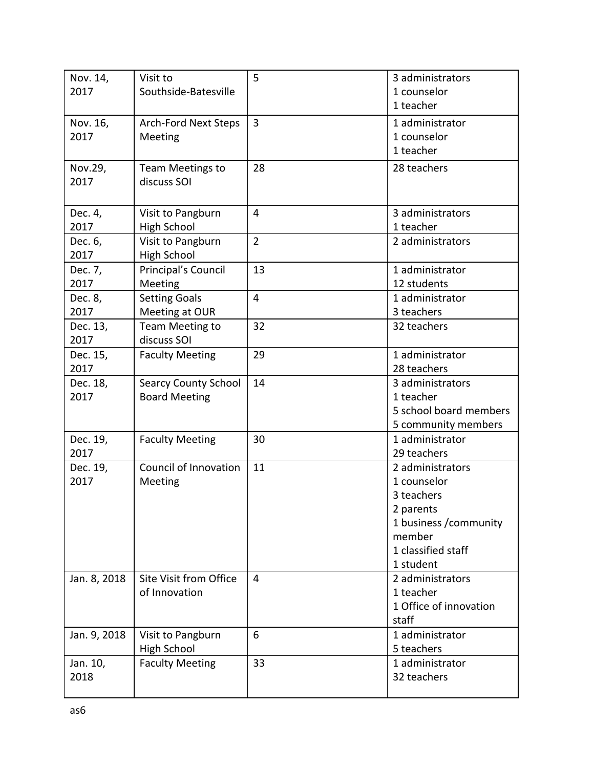| | | | |
|---|---|---|---|
| Nov. 14, 2017 | Visit to Southside-Batesville | 5 | 3 administrators<br>1 counselor<br>1 teacher |
| Nov. 16, 2017 | Arch-Ford Next Steps Meeting | 3 | 1 administrator<br>1 counselor<br>1 teacher |
| Nov.29, 2017 | Team Meetings to discuss SOI | 28 | 28 teachers |
| Dec. 4, 2017 | Visit to Pangburn High School | 4 | 3 administrators<br>1 teacher |
| Dec. 6, 2017 | Visit to Pangburn High School | 2 | 2 administrators |
| Dec. 7, 2017 | Principal's Council Meeting | 13 | 1 administrator<br>12 students |
| Dec. 8, 2017 | Setting Goals Meeting at OUR | 4 | 1 administrator<br>3 teachers |
| Dec. 13, 2017 | Team Meeting to discuss SOI | 32 | 32 teachers |
| Dec. 15, 2017 | Faculty Meeting | 29 | 1 administrator<br>28 teachers |
| Dec. 18, 2017 | Searcy County School Board Meeting | 14 | 3 administrators<br>1 teacher<br>5 school board members<br>5 community members |
| Dec. 19, 2017 | Faculty Meeting | 30 | 1 administrator<br>29 teachers |
| Dec. 19, 2017 | Council of Innovation Meeting | 11 | 2 administrators<br>1 counselor<br>3 teachers<br>2 parents<br>1 business /community member<br>1 classified staff<br>1 student |
| Jan. 8, 2018 | Site Visit from Office of Innovation | 4 | 2 administrators<br>1 teacher<br>1 Office of innovation staff |
| Jan. 9, 2018 | Visit to Pangburn High School | 6 | 1 administrator<br>5 teachers |
| Jan. 10, 2018 | Faculty Meeting | 33 | 1 administrator<br>32 teachers |

as6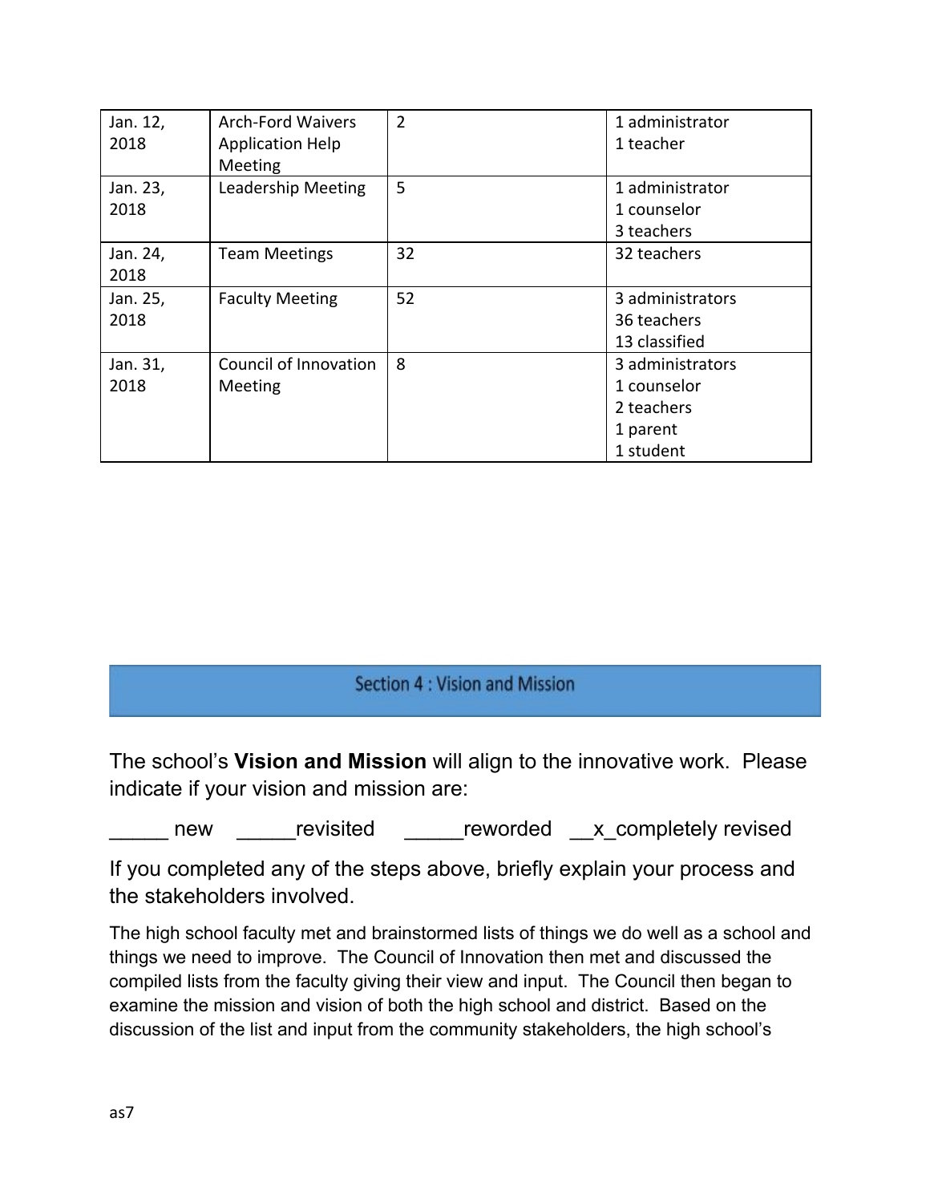| Jan. 12, 2018 | Arch-Ford Waivers Application Help Meeting | 2 | 1 administrator<br>1 teacher |
|---|---|---|---|
| Jan. 23, 2018 | Leadership Meeting | 5 | 1 administrator<br>1 counselor<br>3 teachers |
| Jan. 24, 2018 | Team Meetings | 32 | 32 teachers |
| Jan. 25, 2018 | Faculty Meeting | 52 | 3 administrators<br>36 teachers<br>13 classified |
| Jan. 31, 2018 | Council of Innovation Meeting | 8 | 3 administrators<br>1 counselor<br>2 teachers<br>1 parent<br>1 student |

## Section 4 : Vision and Mission

The school's **Vision and Mission** will align to the innovative work. Please indicate if your vision and mission are:

_____ new _____revisited _____reworded __x_completely revised

If you completed any of the steps above, briefly explain your process and the stakeholders involved.

The high school faculty met and brainstormed lists of things we do well as a school and things we need to improve. The Council of Innovation then met and discussed the compiled lists from the faculty giving their view and input. The Council then began to examine the mission and vision of both the high school and district. Based on the discussion of the list and input from the community stakeholders, the high school's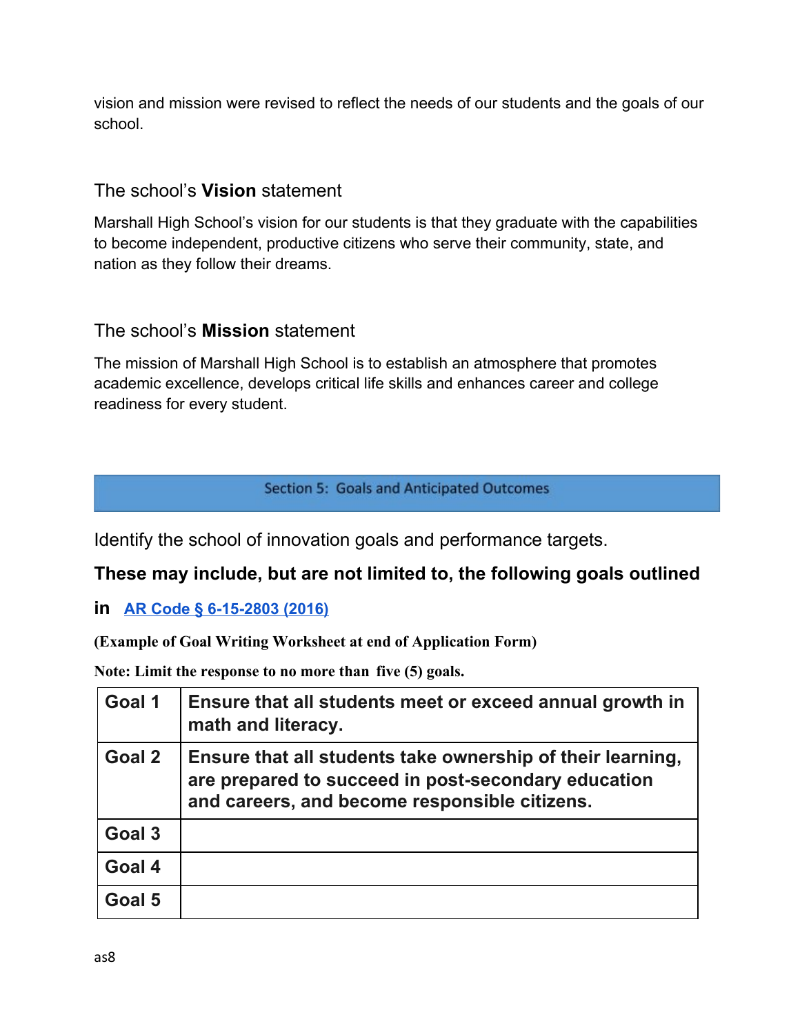vision and mission were revised to reflect the needs of our students and the goals of our school.

## The school's **Vision** statement

Marshall High School's vision for our students is that they graduate with the capabilities to become independent, productive citizens who serve their community, state, and nation as they follow their dreams.

## The school's **Mission** statement

The mission of Marshall High School is to establish an atmosphere that promotes academic excellence, develops critical life skills and enhances career and college readiness for every student.

# Section 5: Goals and Anticipated Outcomes

Identify the school of innovation goals and performance targets.

**These may include, but are not limited to, the following goals outlined in [AR Code § 6-15-2803 (2016)]**

**(Example of Goal Writing Worksheet at end of Application Form)**

**Note: Limit the response to no more than five (5) goals.**

| | |
|---|---|
| **Goal 1** | **Ensure that all students meet or exceed annual growth in math and literacy.** |
| **Goal 2** | **Ensure that all students take ownership of their learning, are prepared to succeed in post-secondary education and careers, and become responsible citizens.** |
| **Goal 3** | |
| **Goal 4** | |
| **Goal 5** | |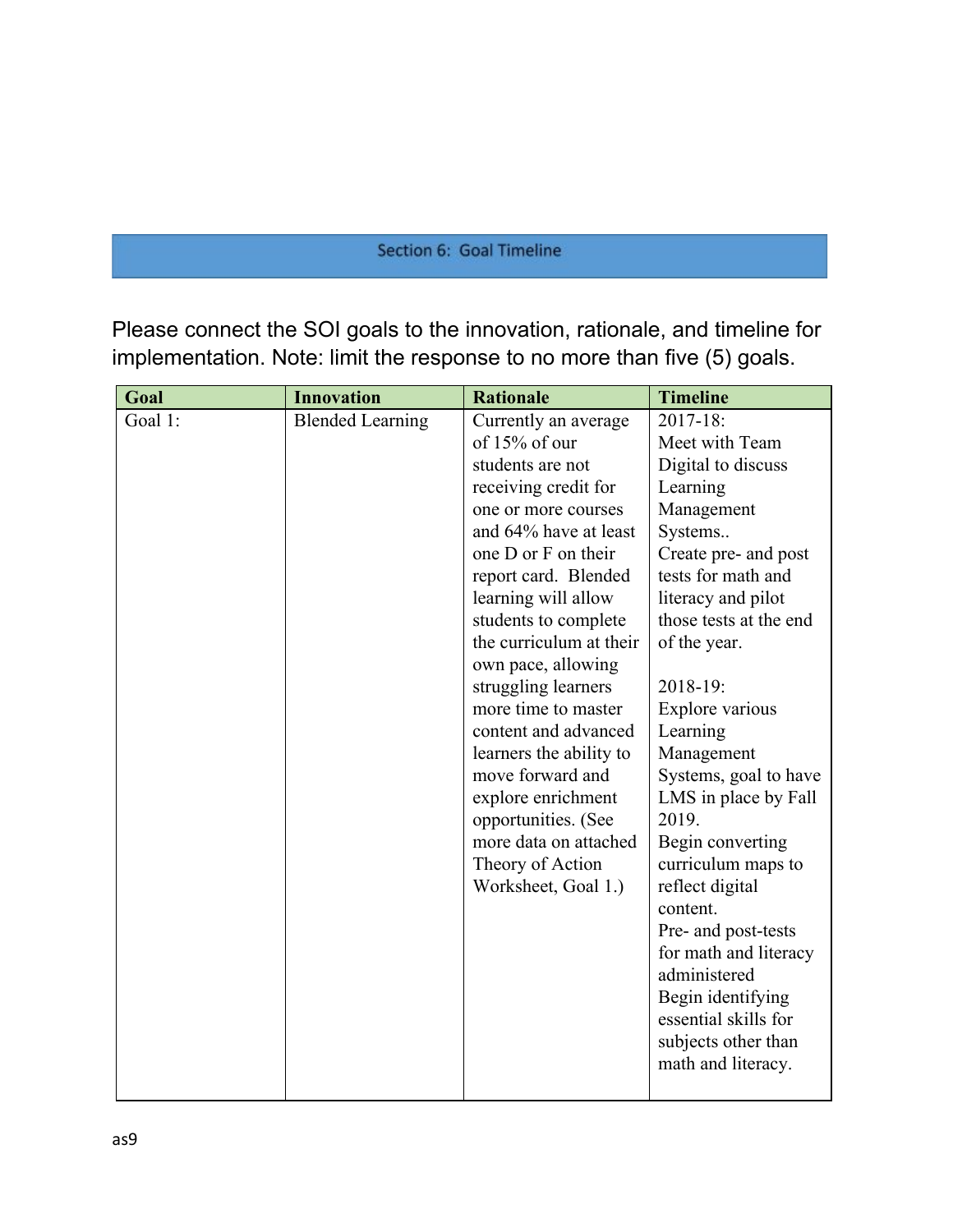## Section 6: Goal Timeline

Please connect the SOI goals to the innovation, rationale, and timeline for implementation. Note: limit the response to no more than five (5) goals.

| Goal | Innovation | Rationale | Timeline |
|---|---|---|---|
| Goal 1: | Blended Learning | Currently an average of 15% of our students are not receiving credit for one or more courses and 64% have at least one D or F on their report card. Blended learning will allow students to complete the curriculum at their own pace, allowing struggling learners more time to master content and advanced learners the ability to move forward and explore enrichment opportunities. (See more data on attached Theory of Action Worksheet, Goal 1.) | 2017-18:<br>Meet with Team Digital to discuss Learning Management Systems..<br>Create pre- and post tests for math and literacy and pilot those tests at the end of the year.<br><br>2018-19:<br>Explore various Learning Management Systems, goal to have LMS in place by Fall 2019.<br>Begin converting curriculum maps to reflect digital content.<br>Pre- and post-tests for math and literacy administered<br>Begin identifying essential skills for subjects other than math and literacy. |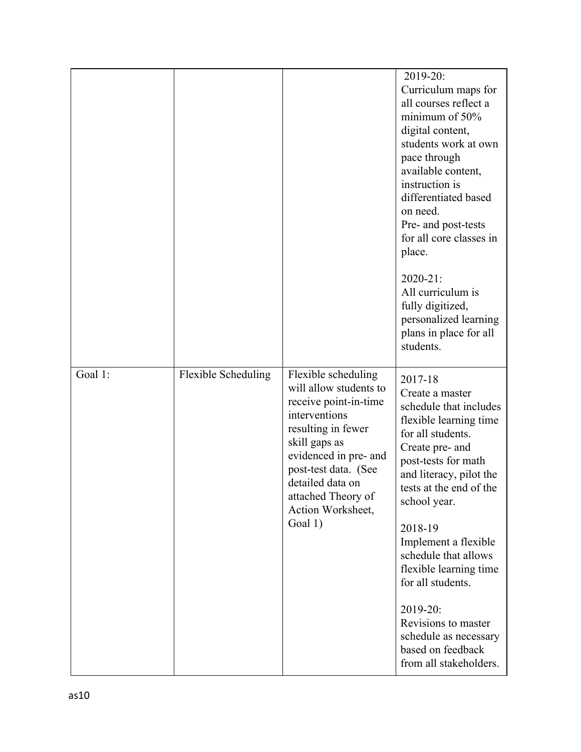| | | | |
|---|---|---|---|
| | | | 2019-20:<br>Curriculum maps for all courses reflect a minimum of 50% digital content, students work at own pace through available content, instruction is differentiated based on need.<br>Pre- and post-tests for all core classes in place.<br><br>2020-21:<br>All curriculum is fully digitized, personalized learning plans in place for all students. |
| Goal 1: | Flexible Scheduling | Flexible scheduling will allow students to receive point-in-time interventions resulting in fewer skill gaps as evidenced in pre- and post-test data. (See detailed data on attached Theory of Action Worksheet, Goal 1) | 2017-18<br>Create a master schedule that includes flexible learning time for all students.<br>Create pre- and post-tests for math and literacy, pilot the tests at the end of the school year.<br><br>2018-19<br>Implement a flexible schedule that allows flexible learning time for all students.<br><br>2019-20:<br>Revisions to master schedule as necessary based on feedback from all stakeholders. |

as10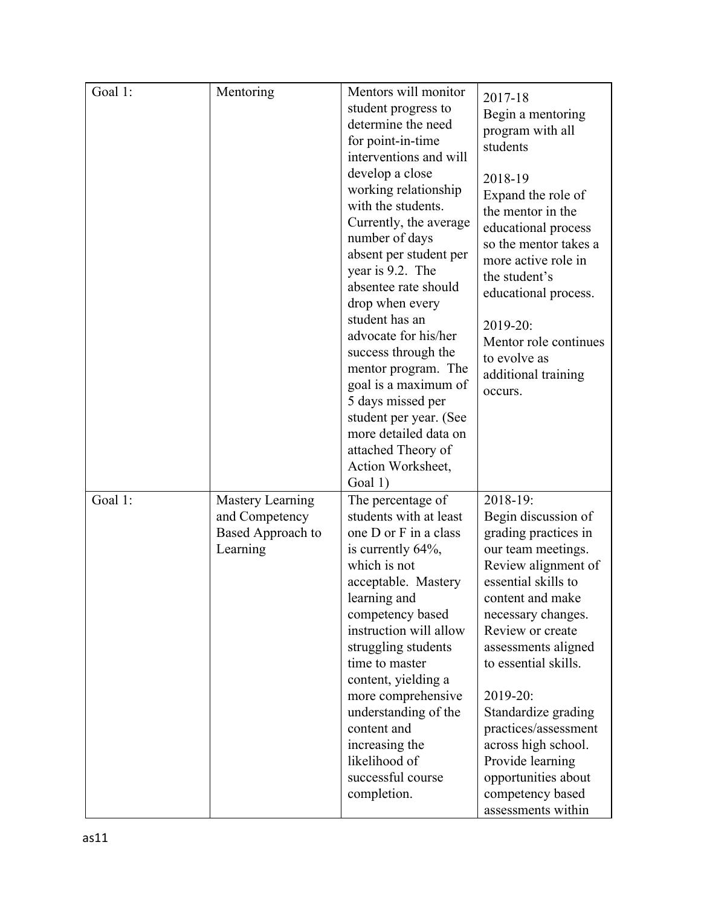| Goal 1: | Mentoring | Mentors will monitor student progress to determine the need for point-in-time interventions and will develop a close working relationship with the students. Currently, the average number of days absent per student per year is 9.2. The absentee rate should drop when every student has an advocate for his/her success through the mentor program. The goal is a maximum of 5 days missed per student per year. (See more detailed data on attached Theory of Action Worksheet, Goal 1) | 2017-18<br>Begin a mentoring program with all students<br><br>2018-19<br>Expand the role of the mentor in the educational process so the mentor takes a more active role in the student's educational process.<br><br>2019-20:<br>Mentor role continues to evolve as additional training occurs. |
|---|---|---|---|
| Goal 1: | Mastery Learning and Competency Based Approach to Learning | The percentage of students with at least one D or F in a class is currently 64%, which is not acceptable. Mastery learning and competency based instruction will allow struggling students time to master content, yielding a more comprehensive understanding of the content and increasing the likelihood of successful course completion. | 2018-19:<br>Begin discussion of grading practices in our team meetings. Review alignment of essential skills to content and make necessary changes. Review or create assessments aligned to essential skills.<br><br>2019-20:<br>Standardize grading practices/assessment across high school. Provide learning opportunities about competency based assessments within |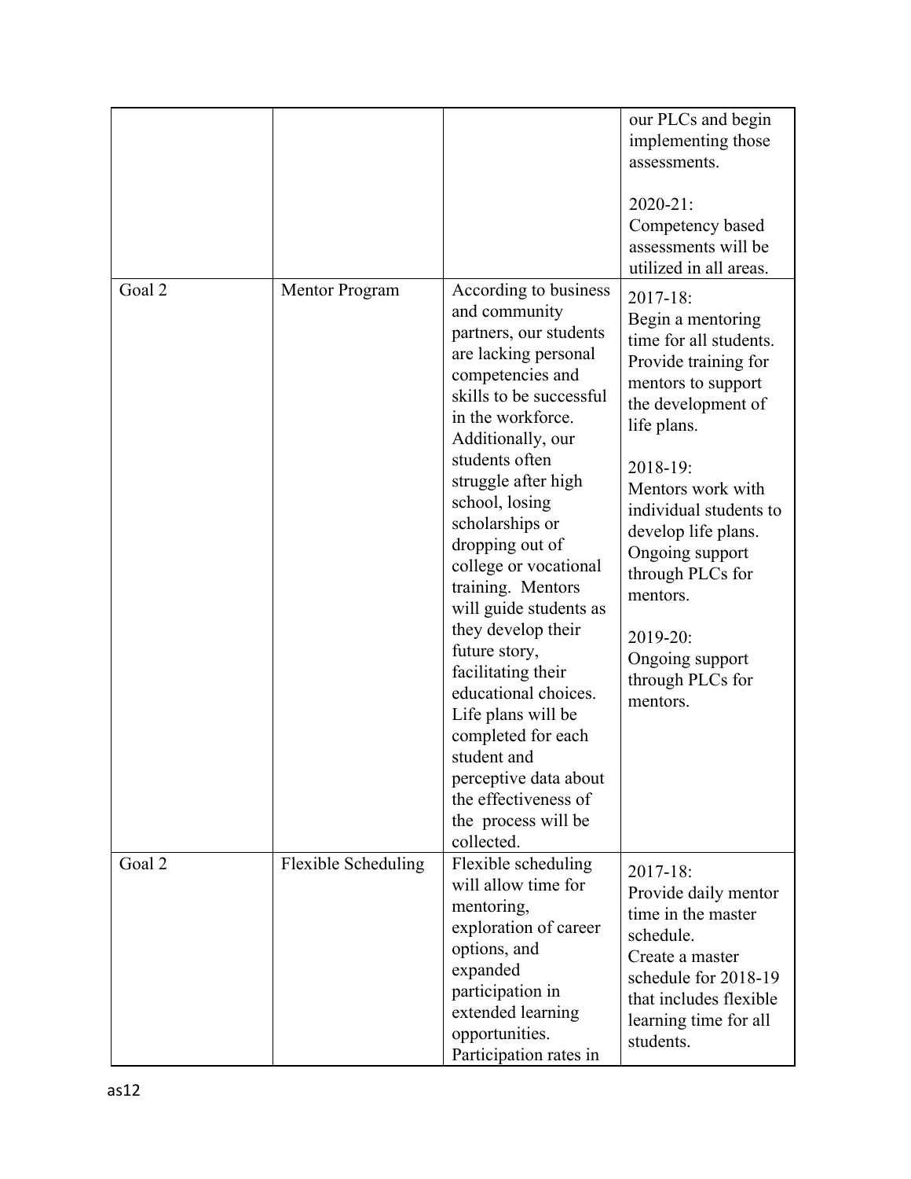| | | | |
|---|---|---|---|
| | | | our PLCs and begin implementing those assessments.<br><br>2020-21:<br>Competency based assessments will be utilized in all areas. |
| Goal 2 | Mentor Program | According to business and community partners, our students are lacking personal competencies and skills to be successful in the workforce. Additionally, our students often struggle after high school, losing scholarships or dropping out of college or vocational training. Mentors will guide students as they develop their future story, facilitating their educational choices. Life plans will be completed for each student and perceptive data about the effectiveness of the process will be collected. | 2017-18:<br>Begin a mentoring time for all students. Provide training for mentors to support the development of life plans.<br><br>2018-19:<br>Mentors work with individual students to develop life plans. Ongoing support through PLCs for mentors.<br><br>2019-20:<br>Ongoing support through PLCs for mentors. |
| Goal 2 | Flexible Scheduling | Flexible scheduling will allow time for mentoring, exploration of career options, and expanded participation in extended learning opportunities. Participation rates in | 2017-18:<br>Provide daily mentor time in the master schedule.<br>Create a master schedule for 2018-19 that includes flexible learning time for all students. |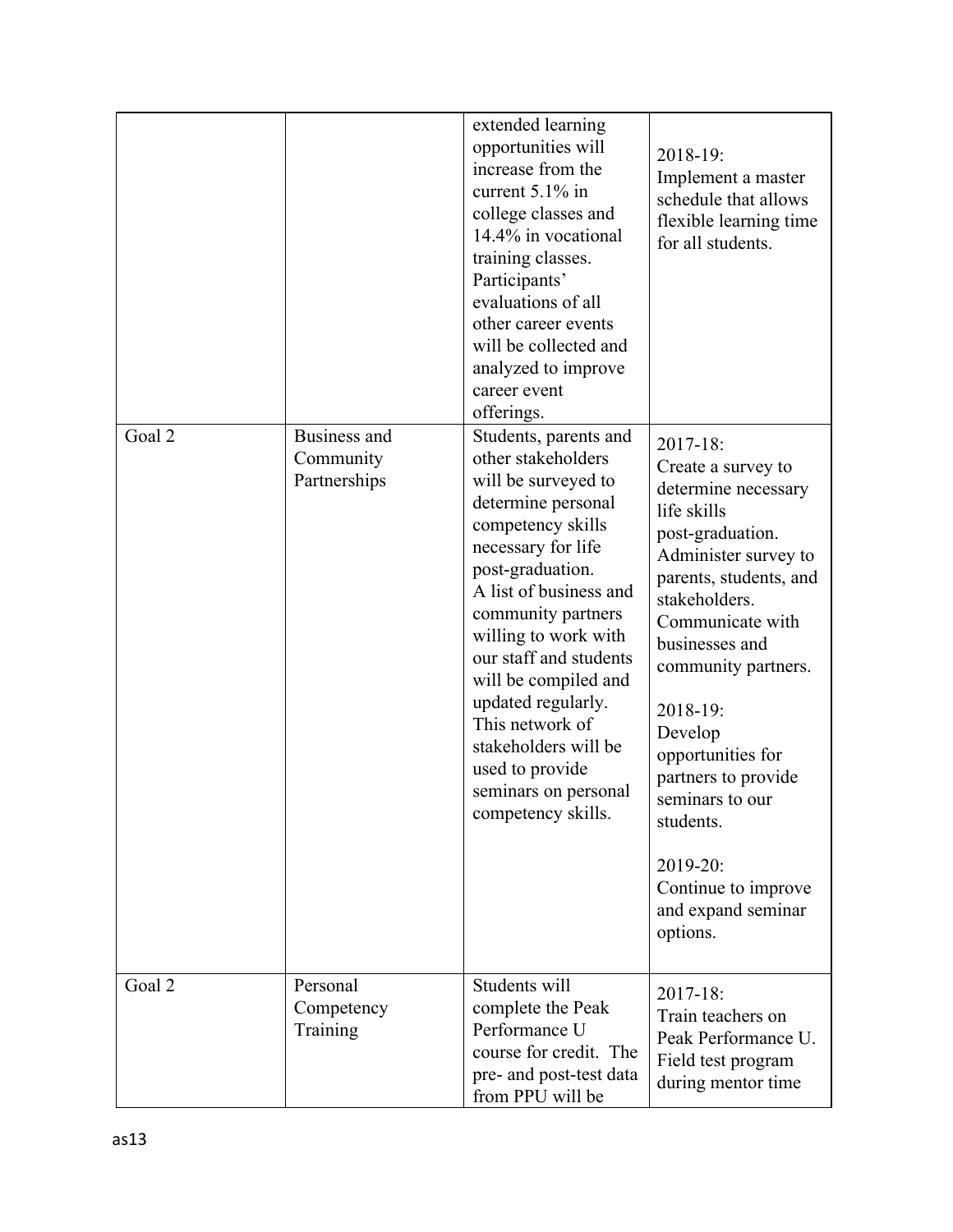| | | | |
|---|---|---|---|
| | | extended learning opportunities will increase from the current 5.1% in college classes and 14.4% in vocational training classes. Participants' evaluations of all other career events will be collected and analyzed to improve career event offerings. | 2018-19:<br>Implement a master schedule that allows flexible learning time for all students. |
| Goal 2 | Business and Community Partnerships | Students, parents and other stakeholders will be surveyed to determine personal competency skills necessary for life post-graduation.<br>A list of business and community partners willing to work with our staff and students will be compiled and updated regularly. This network of stakeholders will be used to provide seminars on personal competency skills. | 2017-18:<br>Create a survey to determine necessary life skills post-graduation. Administer survey to parents, students, and stakeholders. Communicate with businesses and community partners.<br><br>2018-19:<br>Develop opportunities for partners to provide seminars to our students.<br><br>2019-20:<br>Continue to improve and expand seminar options. |
| Goal 2 | Personal Competency Training | Students will complete the Peak Performance U course for credit. The pre- and post-test data from PPU will be | 2017-18:<br>Train teachers on Peak Performance U. Field test program during mentor time |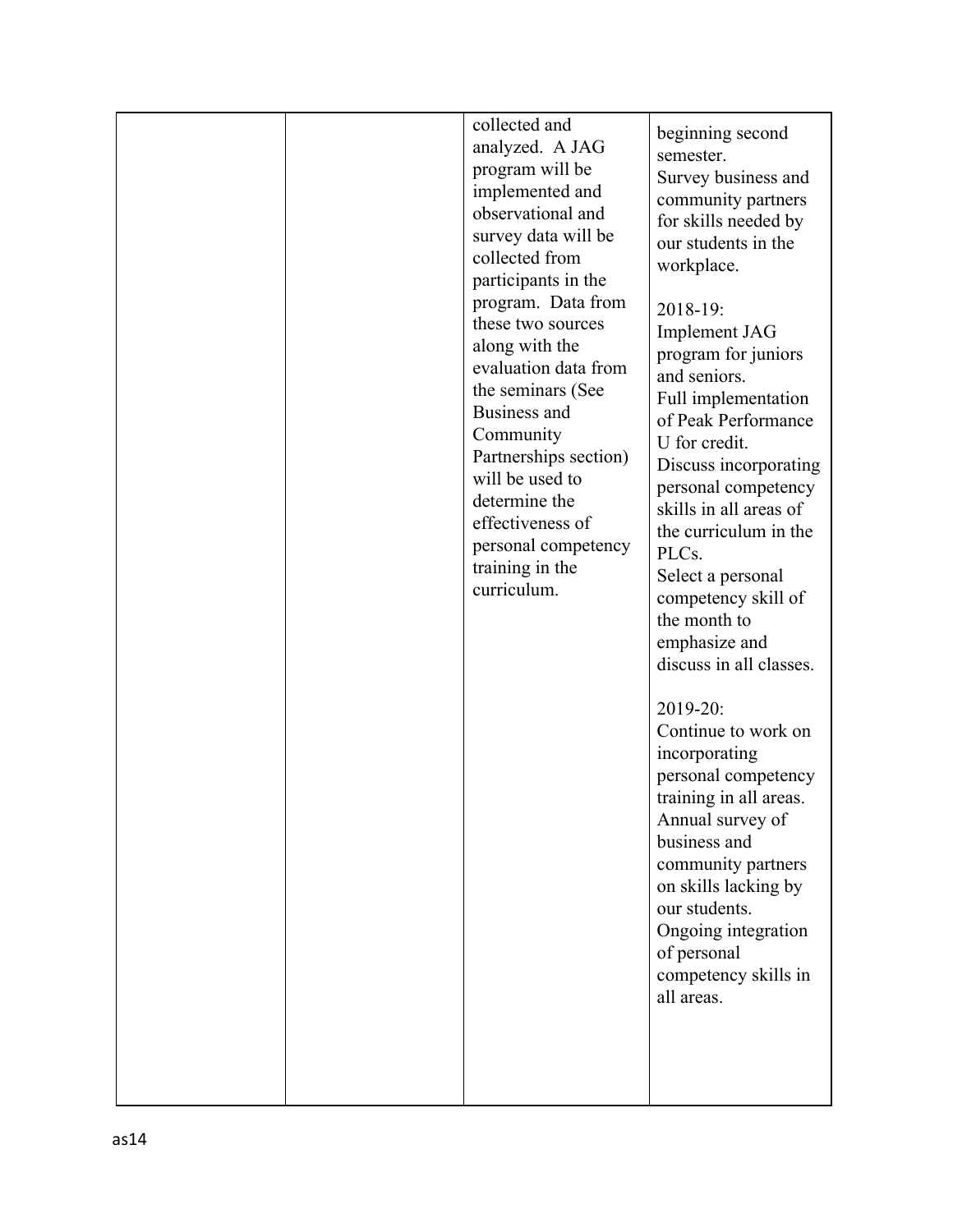|  |  | collected and analyzed. A JAG program will be implemented and observational and survey data will be collected from participants in the program. Data from these two sources along with the evaluation data from the seminars (See Business and Community Partnerships section) will be used to determine the effectiveness of personal competency training in the curriculum. | beginning second semester.<br>Survey business and community partners for skills needed by our students in the workplace.<br><br>2018-19:<br>Implement JAG program for juniors and seniors.<br>Full implementation of Peak Performance U for credit.<br>Discuss incorporating personal competency skills in all areas of the curriculum in the PLCs.<br>Select a personal competency skill of the month to emphasize and discuss in all classes.<br><br>2019-20:<br>Continue to work on incorporating personal competency training in all areas.<br>Annual survey of business and community partners on skills lacking by our students.<br>Ongoing integration of personal competency skills in all areas. |
|---|---|---|---|

as14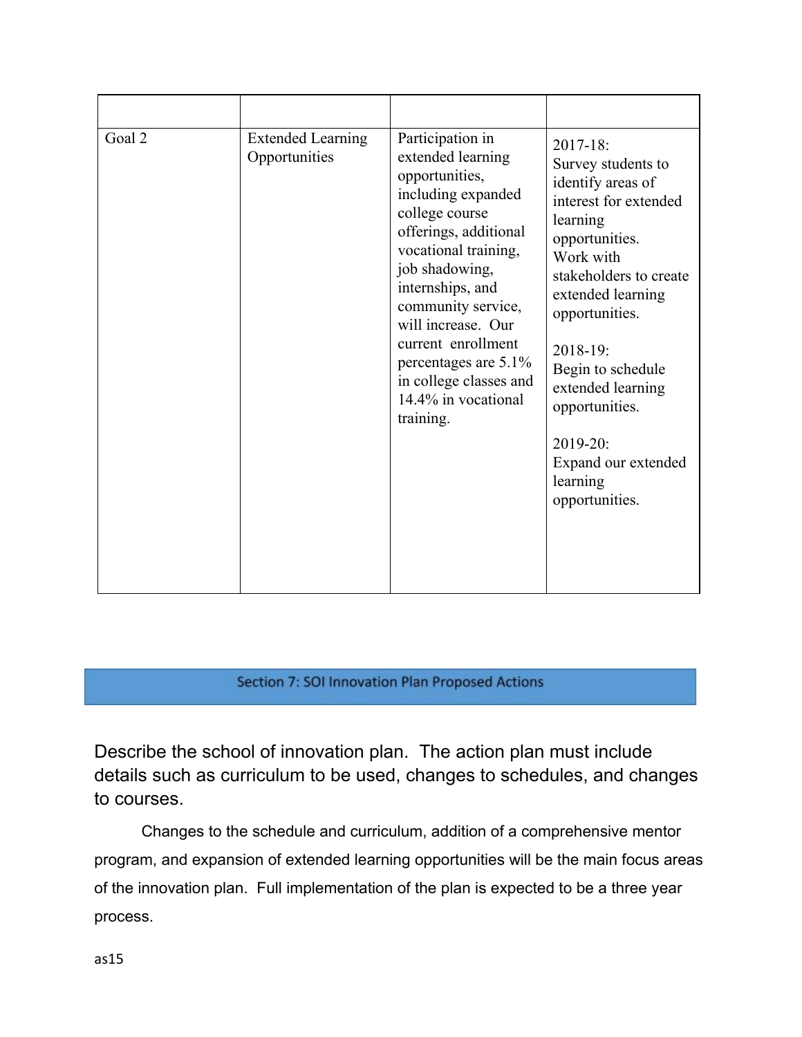| | | | |
|---|---|---|---|
| Goal 2 | Extended Learning Opportunities | Participation in extended learning opportunities, including expanded college course offerings, additional vocational training, job shadowing, internships, and community service, will increase. Our current enrollment percentages are 5.1% in college classes and 14.4% in vocational training. | 2017-18: Survey students to identify areas of interest for extended learning opportunities. Work with stakeholders to create extended learning opportunities.<br><br>2018-19: Begin to schedule extended learning opportunities.<br><br>2019-20: Expand our extended learning opportunities. |

## Section 7: SOI Innovation Plan Proposed Actions

Describe the school of innovation plan. The action plan must include details such as curriculum to be used, changes to schedules, and changes to courses.

Changes to the schedule and curriculum, addition of a comprehensive mentor program, and expansion of extended learning opportunities will be the main focus areas of the innovation plan. Full implementation of the plan is expected to be a three year process.

as15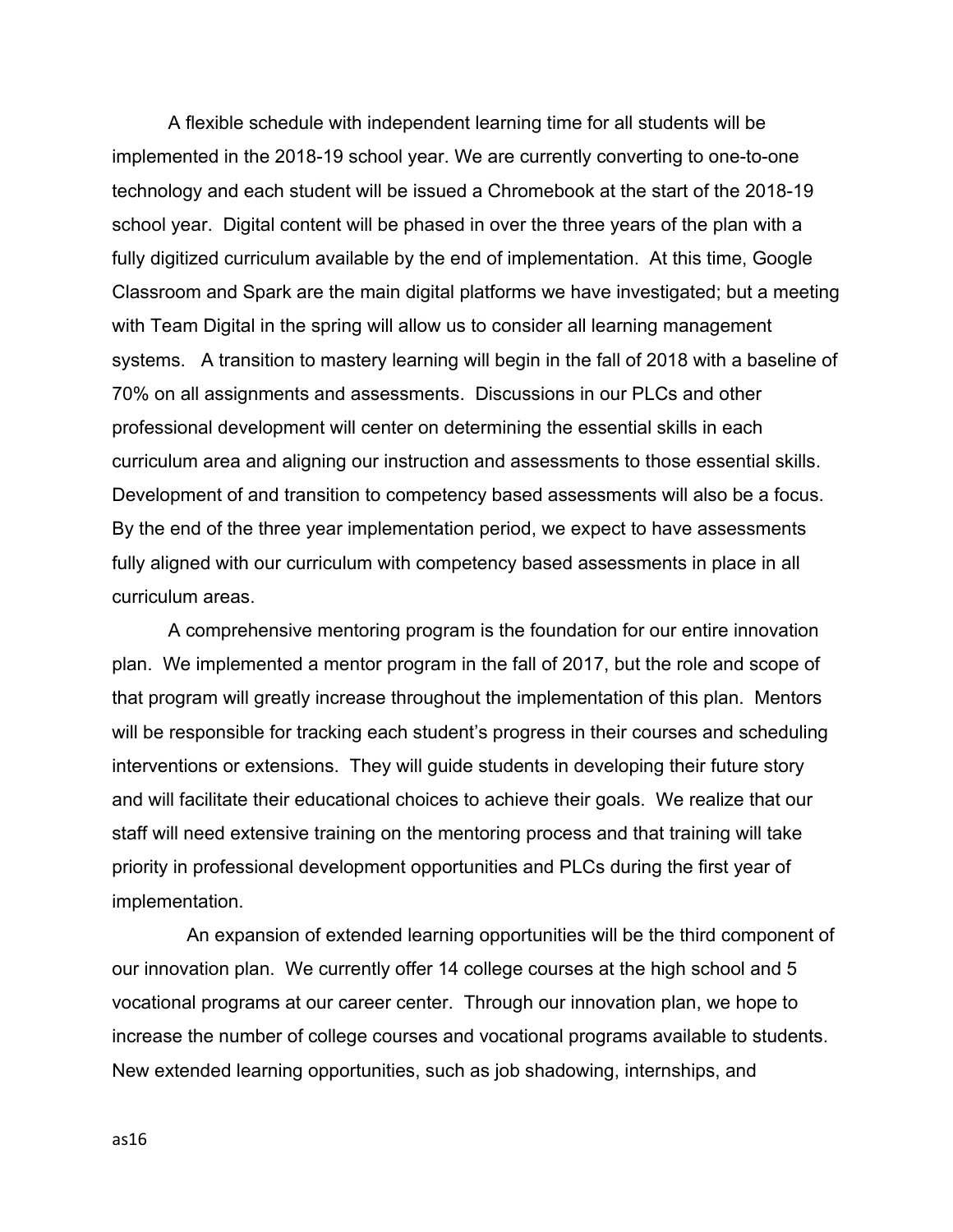A flexible schedule with independent learning time for all students will be implemented in the 2018-19 school year. We are currently converting to one-to-one technology and each student will be issued a Chromebook at the start of the 2018-19 school year. Digital content will be phased in over the three years of the plan with a fully digitized curriculum available by the end of implementation. At this time, Google Classroom and Spark are the main digital platforms we have investigated; but a meeting with Team Digital in the spring will allow us to consider all learning management systems. A transition to mastery learning will begin in the fall of 2018 with a baseline of 70% on all assignments and assessments. Discussions in our PLCs and other professional development will center on determining the essential skills in each curriculum area and aligning our instruction and assessments to those essential skills. Development of and transition to competency based assessments will also be a focus. By the end of the three year implementation period, we expect to have assessments fully aligned with our curriculum with competency based assessments in place in all curriculum areas.

A comprehensive mentoring program is the foundation for our entire innovation plan. We implemented a mentor program in the fall of 2017, but the role and scope of that program will greatly increase throughout the implementation of this plan. Mentors will be responsible for tracking each student's progress in their courses and scheduling interventions or extensions. They will guide students in developing their future story and will facilitate their educational choices to achieve their goals. We realize that our staff will need extensive training on the mentoring process and that training will take priority in professional development opportunities and PLCs during the first year of implementation.

An expansion of extended learning opportunities will be the third component of our innovation plan. We currently offer 14 college courses at the high school and 5 vocational programs at our career center. Through our innovation plan, we hope to increase the number of college courses and vocational programs available to students. New extended learning opportunities, such as job shadowing, internships, and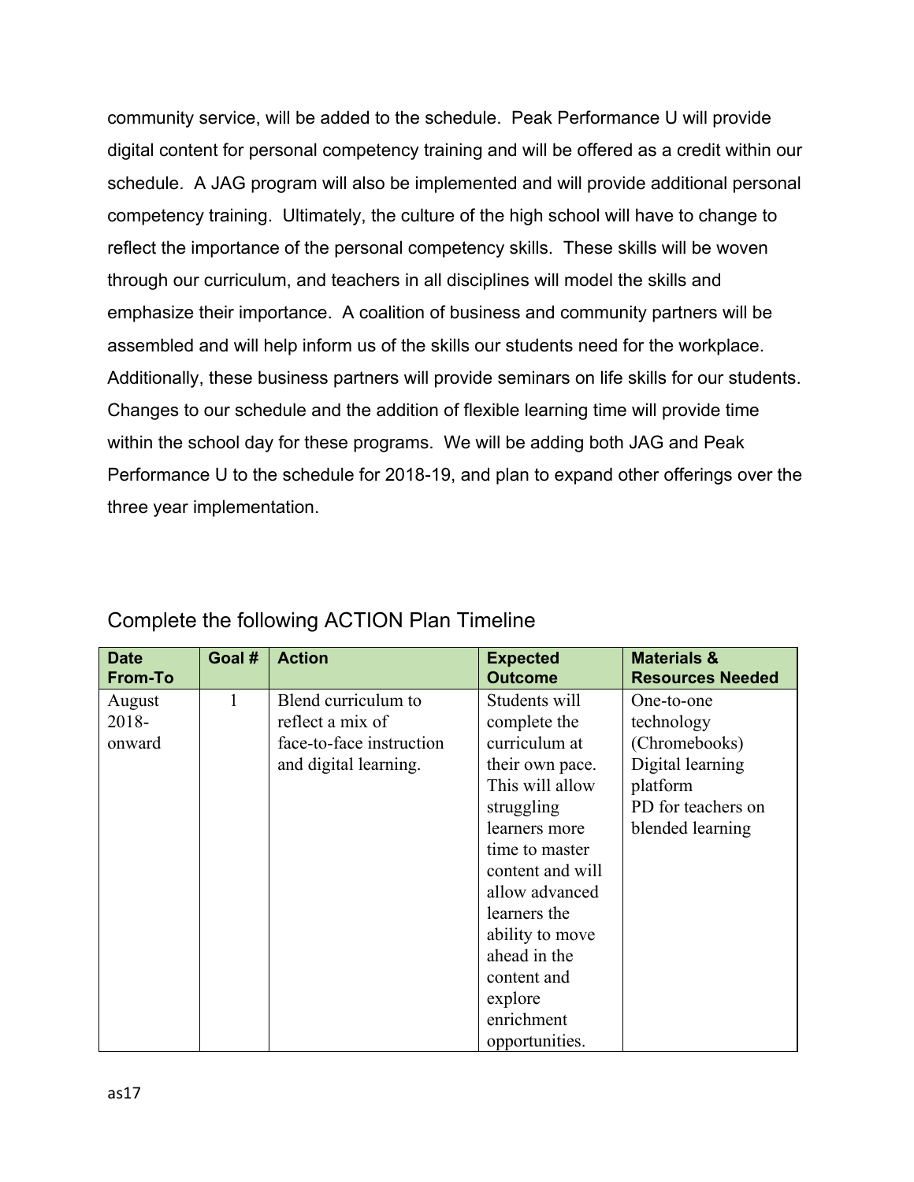community service, will be added to the schedule. Peak Performance U will provide digital content for personal competency training and will be offered as a credit within our schedule. A JAG program will also be implemented and will provide additional personal competency training. Ultimately, the culture of the high school will have to change to reflect the importance of the personal competency skills. These skills will be woven through our curriculum, and teachers in all disciplines will model the skills and emphasize their importance. A coalition of business and community partners will be assembled and will help inform us of the skills our students need for the workplace. Additionally, these business partners will provide seminars on life skills for our students. Changes to our schedule and the addition of flexible learning time will provide time within the school day for these programs. We will be adding both JAG and Peak Performance U to the schedule for 2018-19, and plan to expand other offerings over the three year implementation.

## Complete the following ACTION Plan Timeline

| Date From-To | Goal # | Action | Expected Outcome | Materials & Resources Needed |
|---|---|---|---|---|
| August 2018-onward | 1 | Blend curriculum to reflect a mix of face-to-face instruction and digital learning. | Students will complete the curriculum at their own pace. This will allow struggling learners more time to master content and will allow advanced learners the ability to move ahead in the content and explore enrichment opportunities. | One-to-one technology (Chromebooks)<br>Digital learning platform<br>PD for teachers on blended learning |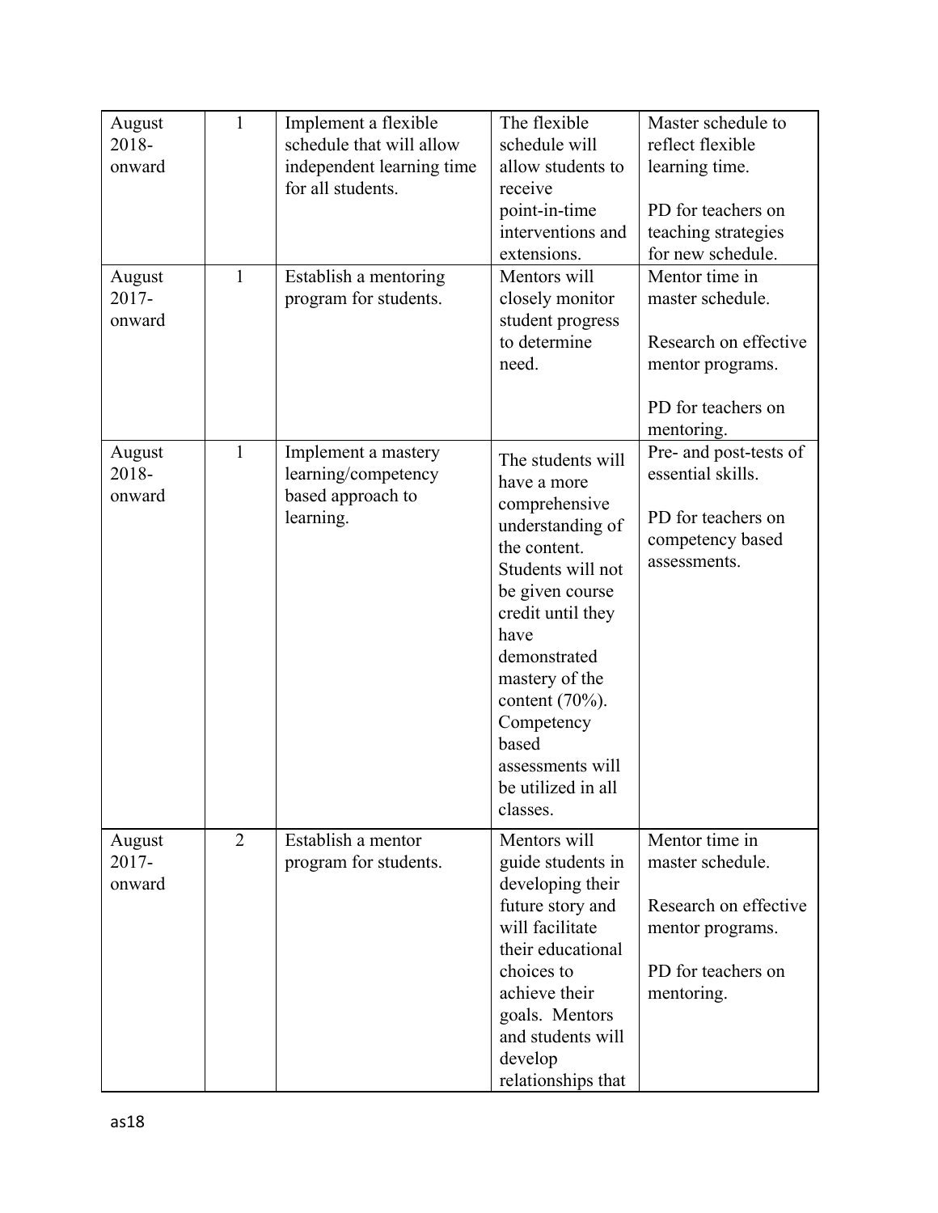| August 2018-onward | 1 | Implement a flexible schedule that will allow independent learning time for all students. | The flexible schedule will allow students to receive point-in-time interventions and extensions. | Master schedule to reflect flexible learning time.<br><br>PD for teachers on teaching strategies for new schedule. |
|---|---|---|---|---|
| August 2017-onward | 1 | Establish a mentoring program for students. | Mentors will closely monitor student progress to determine need. | Mentor time in master schedule.<br><br>Research on effective mentor programs.<br><br>PD for teachers on mentoring. |
| August 2018-onward | 1 | Implement a mastery learning/competency based approach to learning. | The students will have a more comprehensive understanding of the content. Students will not be given course credit until they have demonstrated mastery of the content (70%). Competency based assessments will be utilized in all classes. | Pre- and post-tests of essential skills.<br><br>PD for teachers on competency based assessments. |
| August 2017-onward | 2 | Establish a mentor program for students. | Mentors will guide students in developing their future story and will facilitate their educational choices to achieve their goals. Mentors and students will develop relationships that | Mentor time in master schedule.<br><br>Research on effective mentor programs.<br><br>PD for teachers on mentoring. |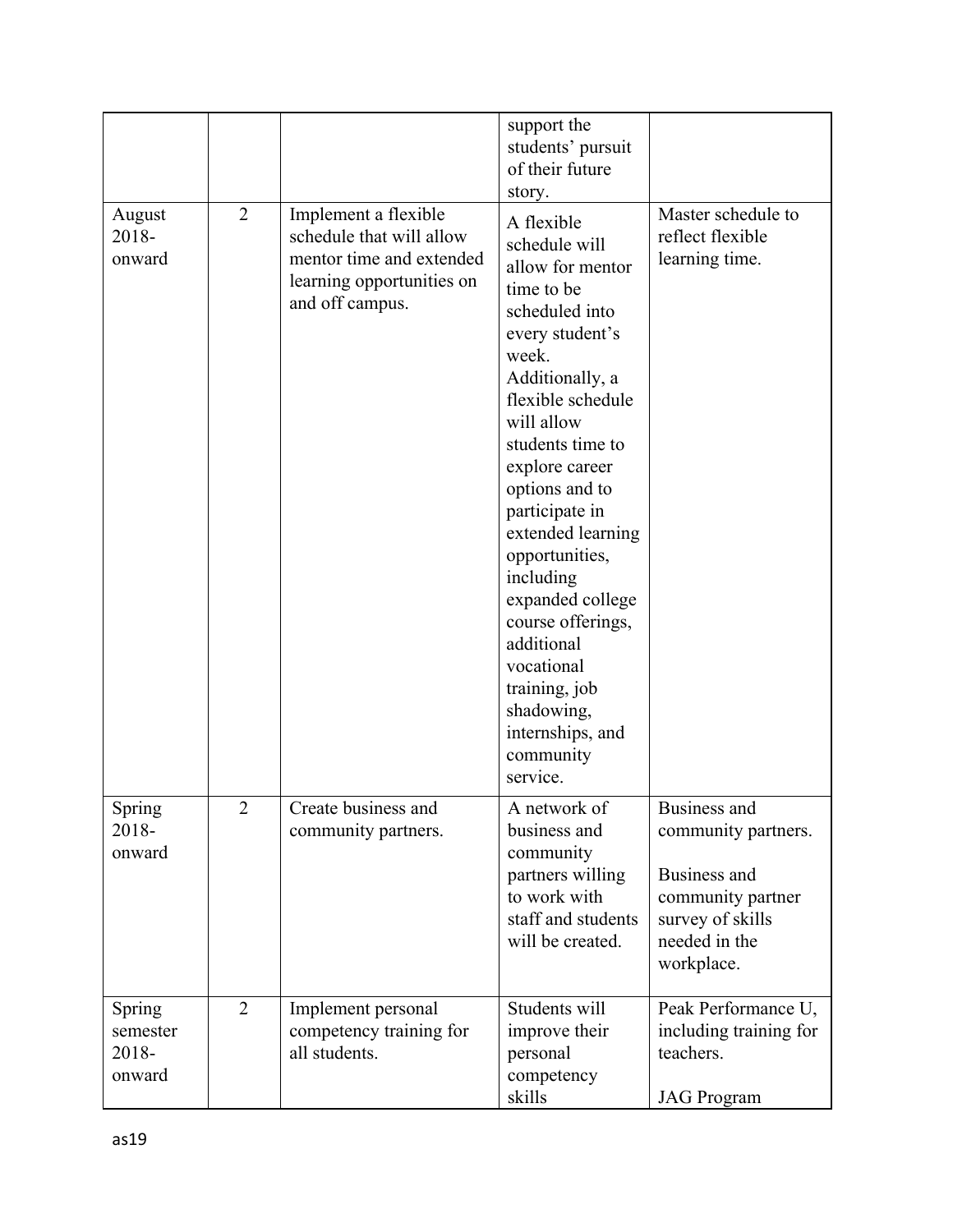| | | | | |
|---|---|---|---|---|
| | | | support the students' pursuit of their future story. | |
| August 2018-onward | 2 | Implement a flexible schedule that will allow mentor time and extended learning opportunities on and off campus. | A flexible schedule will allow for mentor time to be scheduled into every student's week. Additionally, a flexible schedule will allow students time to explore career options and to participate in extended learning opportunities, including expanded college course offerings, additional vocational training, job shadowing, internships, and community service. | Master schedule to reflect flexible learning time. |
| Spring 2018-onward | 2 | Create business and community partners. | A network of business and community partners willing to work with staff and students will be created. | Business and community partners.<br><br>Business and community partner survey of skills needed in the workplace. |
| Spring semester 2018-onward | 2 | Implement personal competency training for all students. | Students will improve their personal competency skills | Peak Performance U, including training for teachers.<br><br>JAG Program |

as19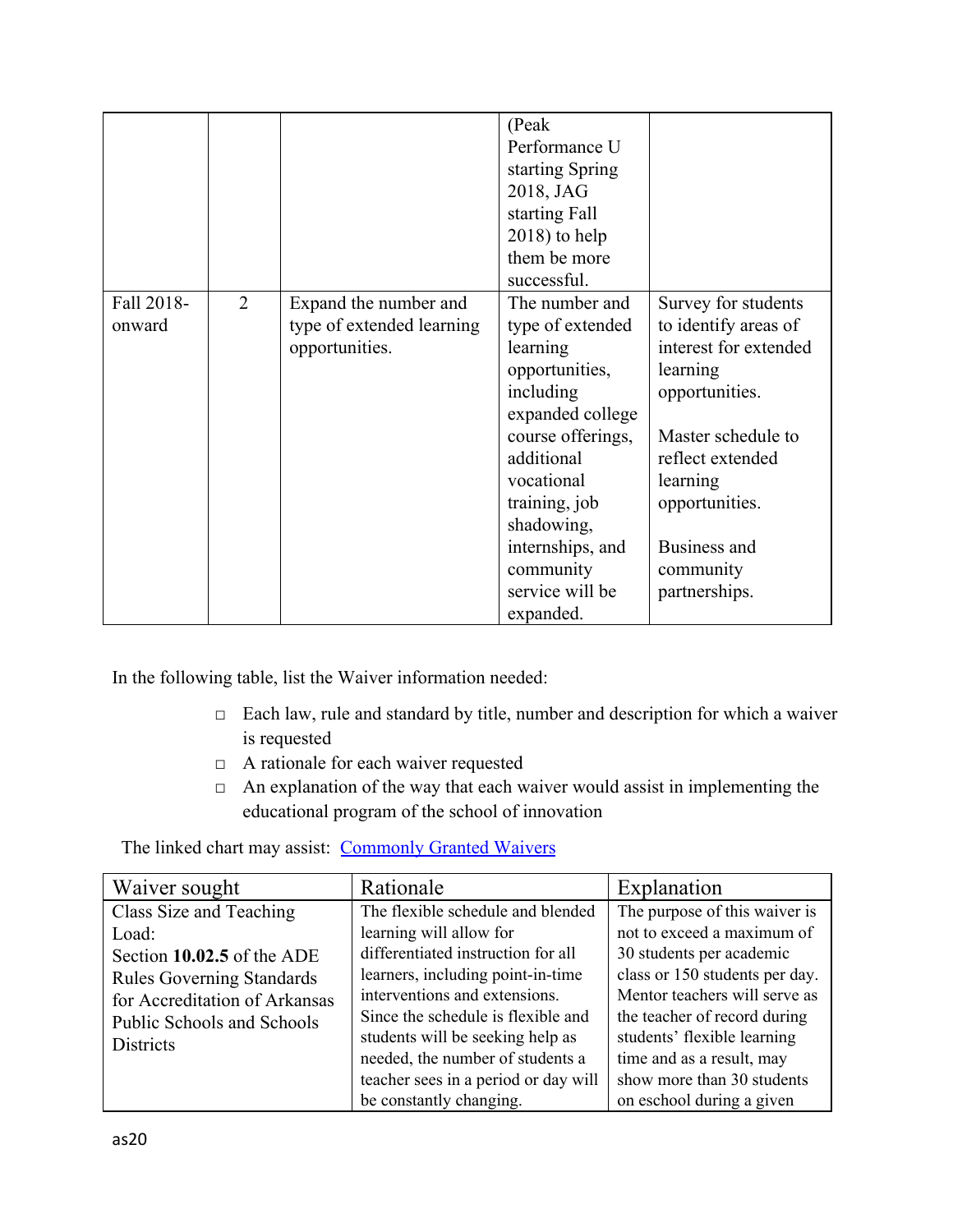| | | | (Peak Performance U starting Spring 2018, JAG starting Fall 2018) to help them be more successful. | |
|---|---|---|---|---|
| Fall 2018-onward | 2 | Expand the number and type of extended learning opportunities. | The number and type of extended learning opportunities, including expanded college course offerings, additional vocational training, job shadowing, internships, and community service will be expanded. | Survey for students to identify areas of interest for extended learning opportunities.<br><br>Master schedule to reflect extended learning opportunities.<br><br>Business and community partnerships. |

In the following table, list the Waiver information needed:

- Each law, rule and standard by title, number and description for which a waiver is requested
- A rationale for each waiver requested
- An explanation of the way that each waiver would assist in implementing the educational program of the school of innovation

The linked chart may assist: [Commonly Granted Waivers]()

| Waiver sought | Rationale | Explanation |
|---|---|---|
| Class Size and Teaching Load:<br>Section **10.02.5** of the ADE Rules Governing Standards for Accreditation of Arkansas Public Schools and Schools Districts | The flexible schedule and blended learning will allow for differentiated instruction for all learners, including point-in-time interventions and extensions. Since the schedule is flexible and students will be seeking help as needed, the number of students a teacher sees in a period or day will be constantly changing. | The purpose of this waiver is not to exceed a maximum of 30 students per academic class or 150 students per day. Mentor teachers will serve as the teacher of record during students' flexible learning time and as a result, may show more than 30 students on eschool during a given |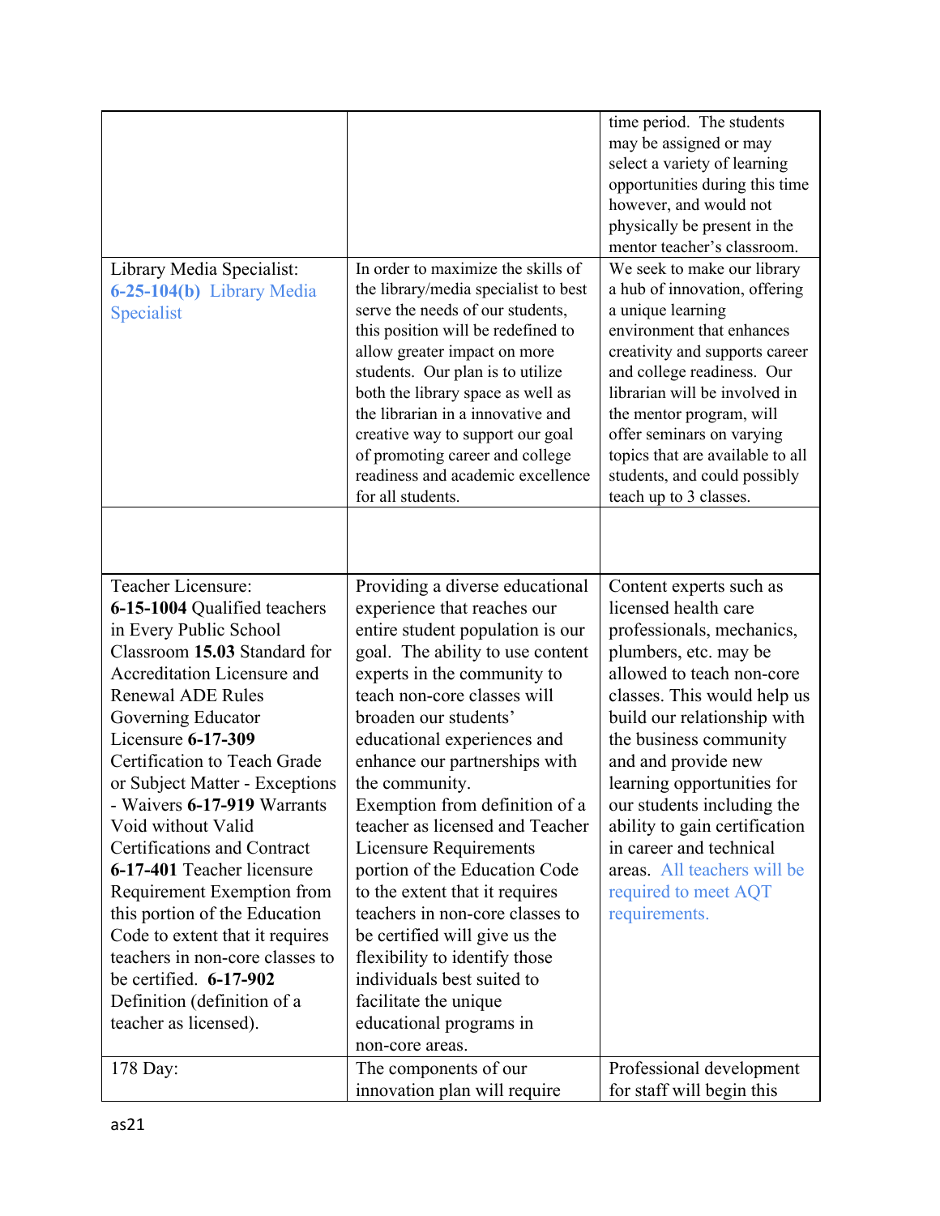| | | |
|---|---|---|
| | | time period. The students may be assigned or may select a variety of learning opportunities during this time however, and would not physically be present in the mentor teacher's classroom. |
| Library Media Specialist: **6-25-104(b)** Library Media Specialist | In order to maximize the skills of the library/media specialist to best serve the needs of our students, this position will be redefined to allow greater impact on more students. Our plan is to utilize both the library space as well as the librarian in a innovative and creative way to support our goal of promoting career and college readiness and academic excellence for all students. | We seek to make our library a hub of innovation, offering a unique learning environment that enhances creativity and supports career and college readiness. Our librarian will be involved in the mentor program, will offer seminars on varying topics that are available to all students, and could possibly teach up to 3 classes. |
| | | |
| Teacher Licensure: **6-15-1004** Qualified teachers in Every Public School Classroom **15.03** Standard for Accreditation Licensure and Renewal ADE Rules Governing Educator Licensure **6-17-309** Certification to Teach Grade or Subject Matter - Exceptions - Waivers **6-17-919** Warrants Void without Valid Certifications and Contract **6-17-401** Teacher licensure Requirement Exemption from this portion of the Education Code to extent that it requires teachers in non-core classes to be certified. **6-17-902** Definition (definition of a teacher as licensed). | Providing a diverse educational experience that reaches our entire student population is our goal. The ability to use content experts in the community to teach non-core classes will broaden our students' educational experiences and enhance our partnerships with the community. Exemption from definition of a teacher as licensed and Teacher Licensure Requirements portion of the Education Code to the extent that it requires teachers in non-core classes to be certified will give us the flexibility to identify those individuals best suited to facilitate the unique educational programs in non-core areas. | Content experts such as licensed health care professionals, mechanics, plumbers, etc. may be allowed to teach non-core classes. This would help us build our relationship with the business community and and provide new learning opportunities for our students including the ability to gain certification in career and technical areas. All teachers will be required to meet AQT requirements. |
| 178 Day: | The components of our innovation plan will require | Professional development for staff will begin this |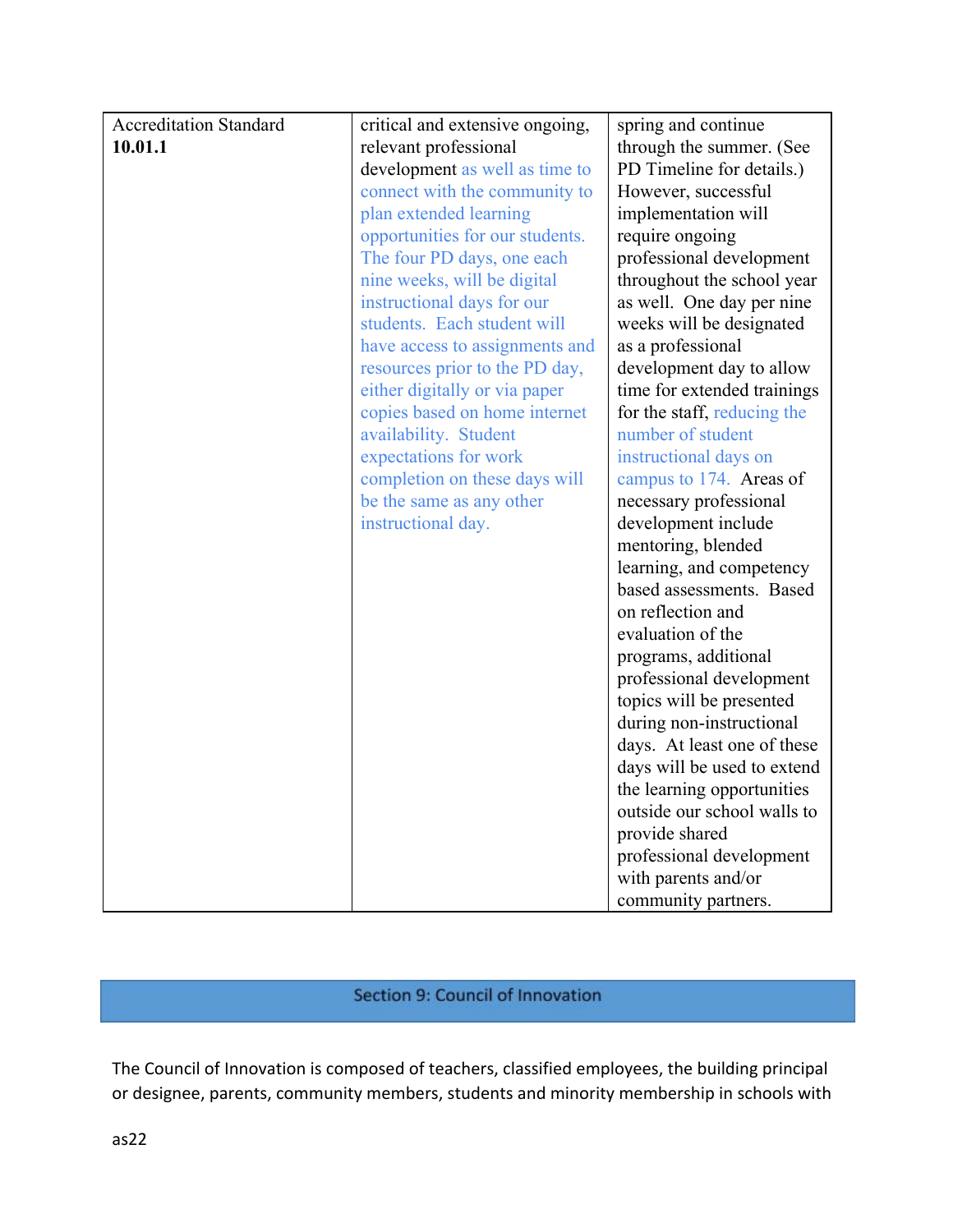| Accreditation Standard **10.01.1** | critical and extensive ongoing, relevant professional development as well as time to connect with the community to plan extended learning opportunities for our students. The four PD days, one each nine weeks, will be digital instructional days for our students. Each student will have access to assignments and resources prior to the PD day, either digitally or via paper copies based on home internet availability. Student expectations for work completion on these days will be the same as any other instructional day. | spring and continue through the summer. (See PD Timeline for details.) However, successful implementation will require ongoing professional development throughout the school year as well. One day per nine weeks will be designated as a professional development day to allow time for extended trainings for the staff, reducing the number of student instructional days on campus to 174. Areas of necessary professional development include mentoring, blended learning, and competency based assessments. Based on reflection and evaluation of the programs, additional professional development topics will be presented during non-instructional days. At least one of these days will be used to extend the learning opportunities outside our school walls to provide shared professional development with parents and/or community partners. |
|---|---|---|

## Section 9: Council of Innovation

The Council of Innovation is composed of teachers, classified employees, the building principal or designee, parents, community members, students and minority membership in schools with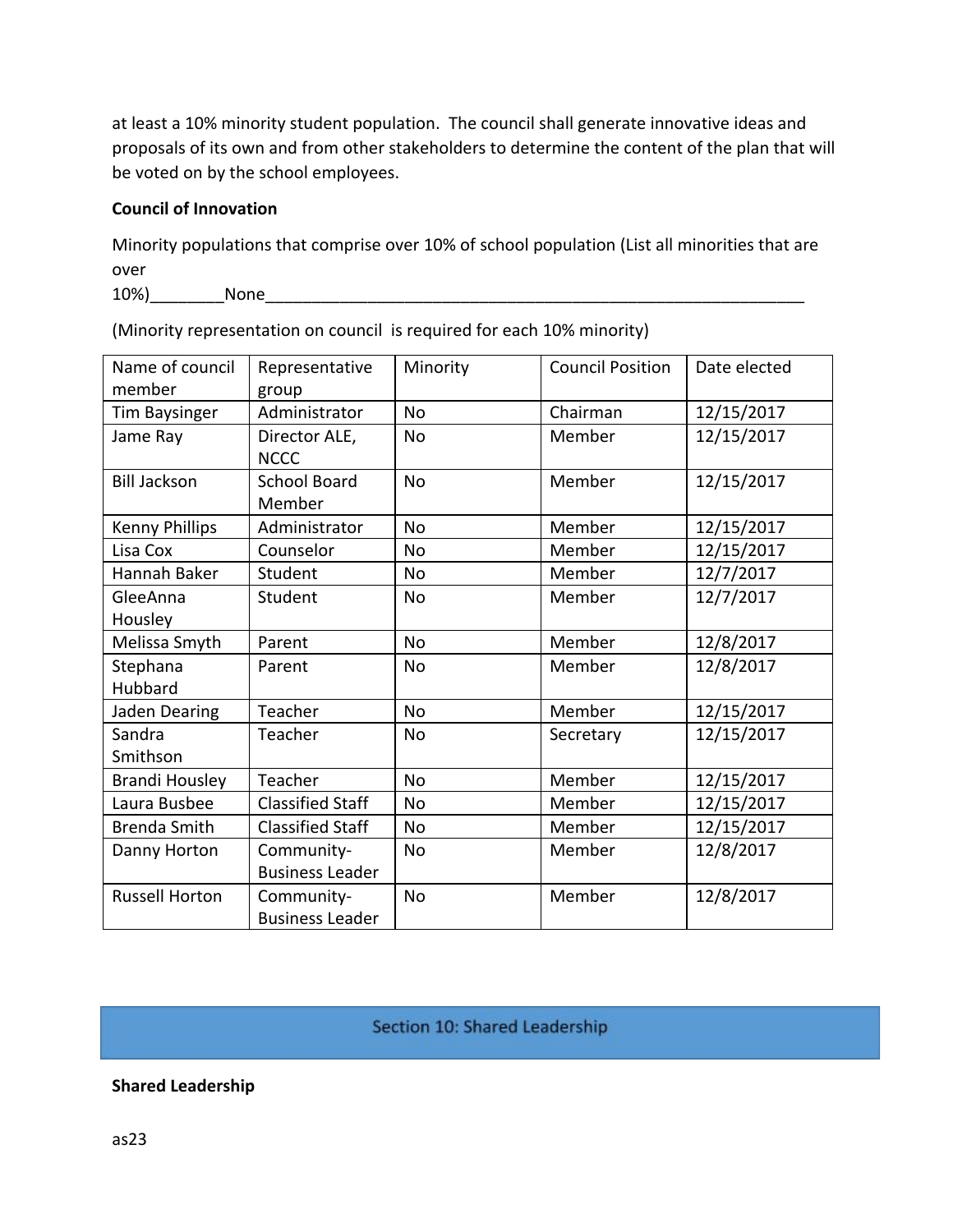at least a 10% minority student population. The council shall generate innovative ideas and proposals of its own and from other stakeholders to determine the content of the plan that will be voted on by the school employees.

**Council of Innovation**

Minority populations that comprise over 10% of school population (List all minorities that are over 10%)________None____________________________________________________________

(Minority representation on council is required for each 10% minority)

| Name of council member | Representative group | Minority | Council Position | Date elected |
|---|---|---|---|---|
| Tim Baysinger | Administrator | No | Chairman | 12/15/2017 |
| Jame Ray | Director ALE, NCCC | No | Member | 12/15/2017 |
| Bill Jackson | School Board Member | No | Member | 12/15/2017 |
| Kenny Phillips | Administrator | No | Member | 12/15/2017 |
| Lisa Cox | Counselor | No | Member | 12/15/2017 |
| Hannah Baker | Student | No | Member | 12/7/2017 |
| GleeAnna Housley | Student | No | Member | 12/7/2017 |
| Melissa Smyth | Parent | No | Member | 12/8/2017 |
| Stephana Hubbard | Parent | No | Member | 12/8/2017 |
| Jaden Dearing | Teacher | No | Member | 12/15/2017 |
| Sandra Smithson | Teacher | No | Secretary | 12/15/2017 |
| Brandi Housley | Teacher | No | Member | 12/15/2017 |
| Laura Busbee | Classified Staff | No | Member | 12/15/2017 |
| Brenda Smith | Classified Staff | No | Member | 12/15/2017 |
| Danny Horton | Community-Business Leader | No | Member | 12/8/2017 |
| Russell Horton | Community-Business Leader | No | Member | 12/8/2017 |

## Section 10: Shared Leadership

**Shared Leadership**

as23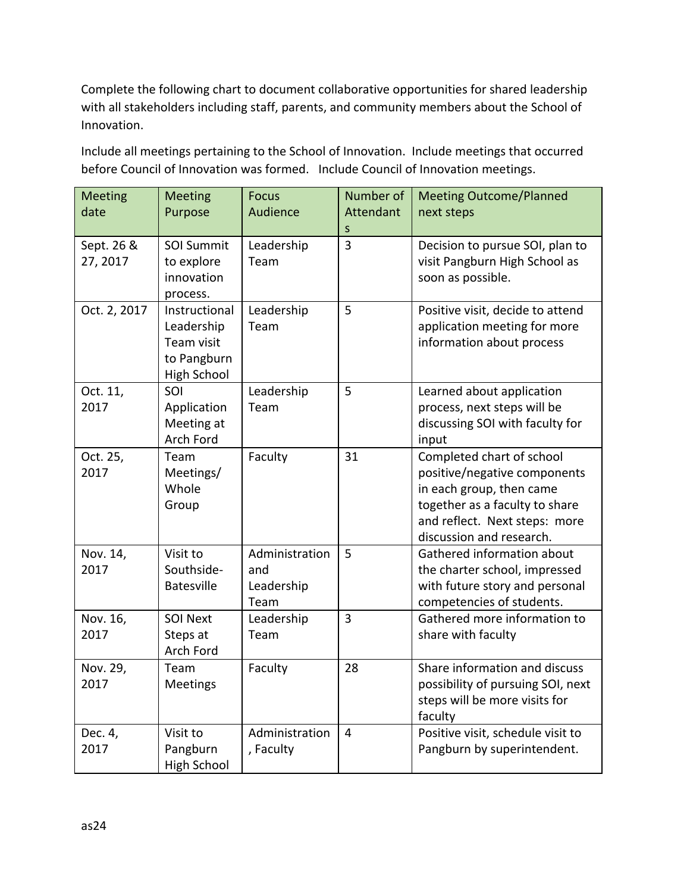Complete the following chart to document collaborative opportunities for shared leadership with all stakeholders including staff, parents, and community members about the School of Innovation.

Include all meetings pertaining to the School of Innovation. Include meetings that occurred before Council of Innovation was formed. Include Council of Innovation meetings.

| Meeting date | Meeting Purpose | Focus Audience | Number of Attendants | Meeting Outcome/Planned next steps |
|---|---|---|---|---|
| Sept. 26 & 27, 2017 | SOI Summit to explore innovation process. | Leadership Team | 3 | Decision to pursue SOI, plan to visit Pangburn High School as soon as possible. |
| Oct. 2, 2017 | Instructional Leadership Team visit to Pangburn High School | Leadership Team | 5 | Positive visit, decide to attend application meeting for more information about process |
| Oct. 11, 2017 | SOI Application Meeting at Arch Ford | Leadership Team | 5 | Learned about application process, next steps will be discussing SOI with faculty for input |
| Oct. 25, 2017 | Team Meetings/ Whole Group | Faculty | 31 | Completed chart of school positive/negative components in each group, then came together as a faculty to share and reflect. Next steps: more discussion and research. |
| Nov. 14, 2017 | Visit to Southside-Batesville | Administration and Leadership Team | 5 | Gathered information about the charter school, impressed with future story and personal competencies of students. |
| Nov. 16, 2017 | SOI Next Steps at Arch Ford | Leadership Team | 3 | Gathered more information to share with faculty |
| Nov. 29, 2017 | Team Meetings | Faculty | 28 | Share information and discuss possibility of pursuing SOI, next steps will be more visits for faculty |
| Dec. 4, 2017 | Visit to Pangburn High School | Administration, Faculty | 4 | Positive visit, schedule visit to Pangburn by superintendent. |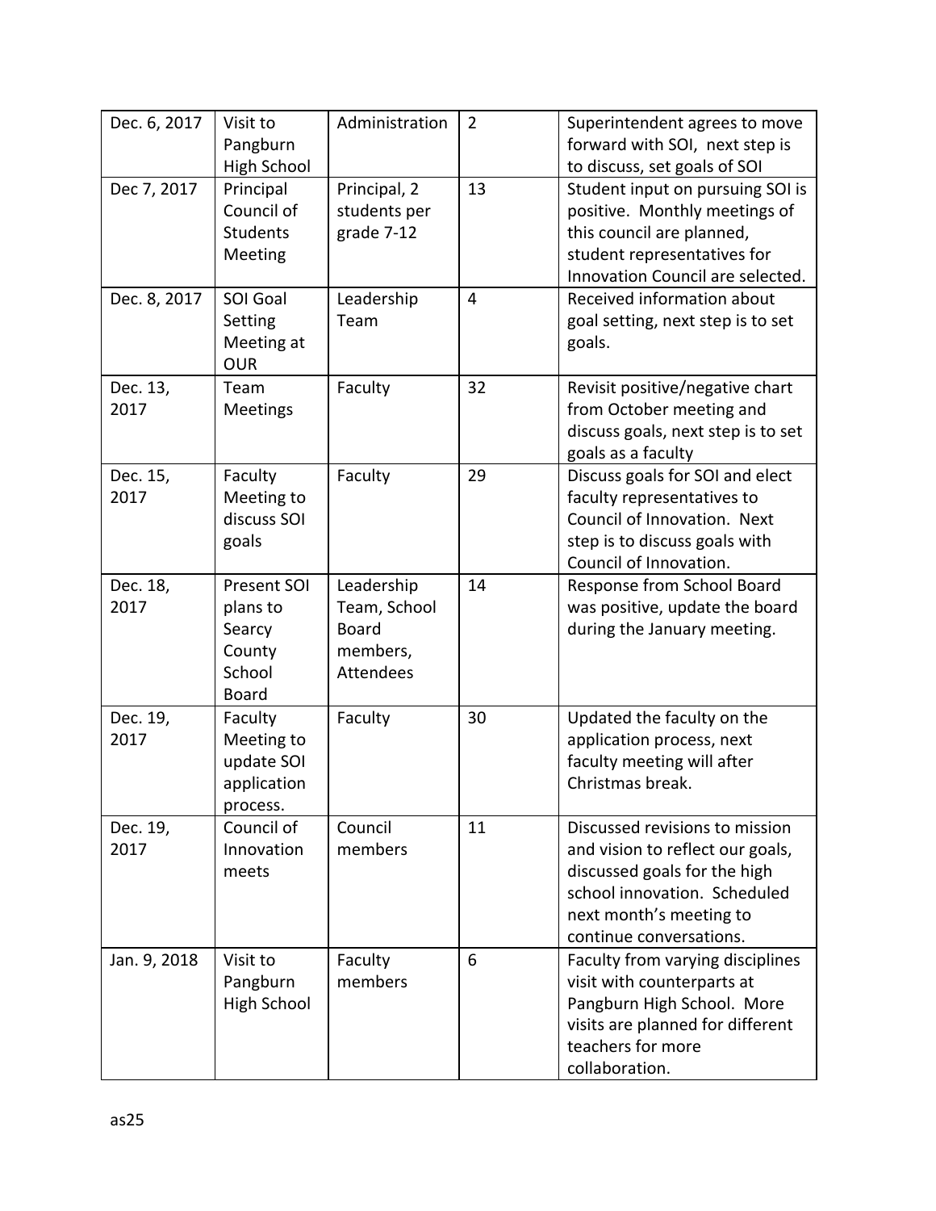| | | | | |
|---|---|---|---|---|
| Dec. 6, 2017 | Visit to Pangburn High School | Administration | 2 | Superintendent agrees to move forward with SOI, next step is to discuss, set goals of SOI |
| Dec 7, 2017 | Principal Council of Students Meeting | Principal, 2 students per grade 7-12 | 13 | Student input on pursuing SOI is positive. Monthly meetings of this council are planned, student representatives for Innovation Council are selected. |
| Dec. 8, 2017 | SOI Goal Setting Meeting at OUR | Leadership Team | 4 | Received information about goal setting, next step is to set goals. |
| Dec. 13, 2017 | Team Meetings | Faculty | 32 | Revisit positive/negative chart from October meeting and discuss goals, next step is to set goals as a faculty |
| Dec. 15, 2017 | Faculty Meeting to discuss SOI goals | Faculty | 29 | Discuss goals for SOI and elect faculty representatives to Council of Innovation. Next step is to discuss goals with Council of Innovation. |
| Dec. 18, 2017 | Present SOI plans to Searcy County School Board | Leadership Team, School Board members, Attendees | 14 | Response from School Board was positive, update the board during the January meeting. |
| Dec. 19, 2017 | Faculty Meeting to update SOI application process. | Faculty | 30 | Updated the faculty on the application process, next faculty meeting will after Christmas break. |
| Dec. 19, 2017 | Council of Innovation meets | Council members | 11 | Discussed revisions to mission and vision to reflect our goals, discussed goals for the high school innovation. Scheduled next month's meeting to continue conversations. |
| Jan. 9, 2018 | Visit to Pangburn High School | Faculty members | 6 | Faculty from varying disciplines visit with counterparts at Pangburn High School. More visits are planned for different teachers for more collaboration. |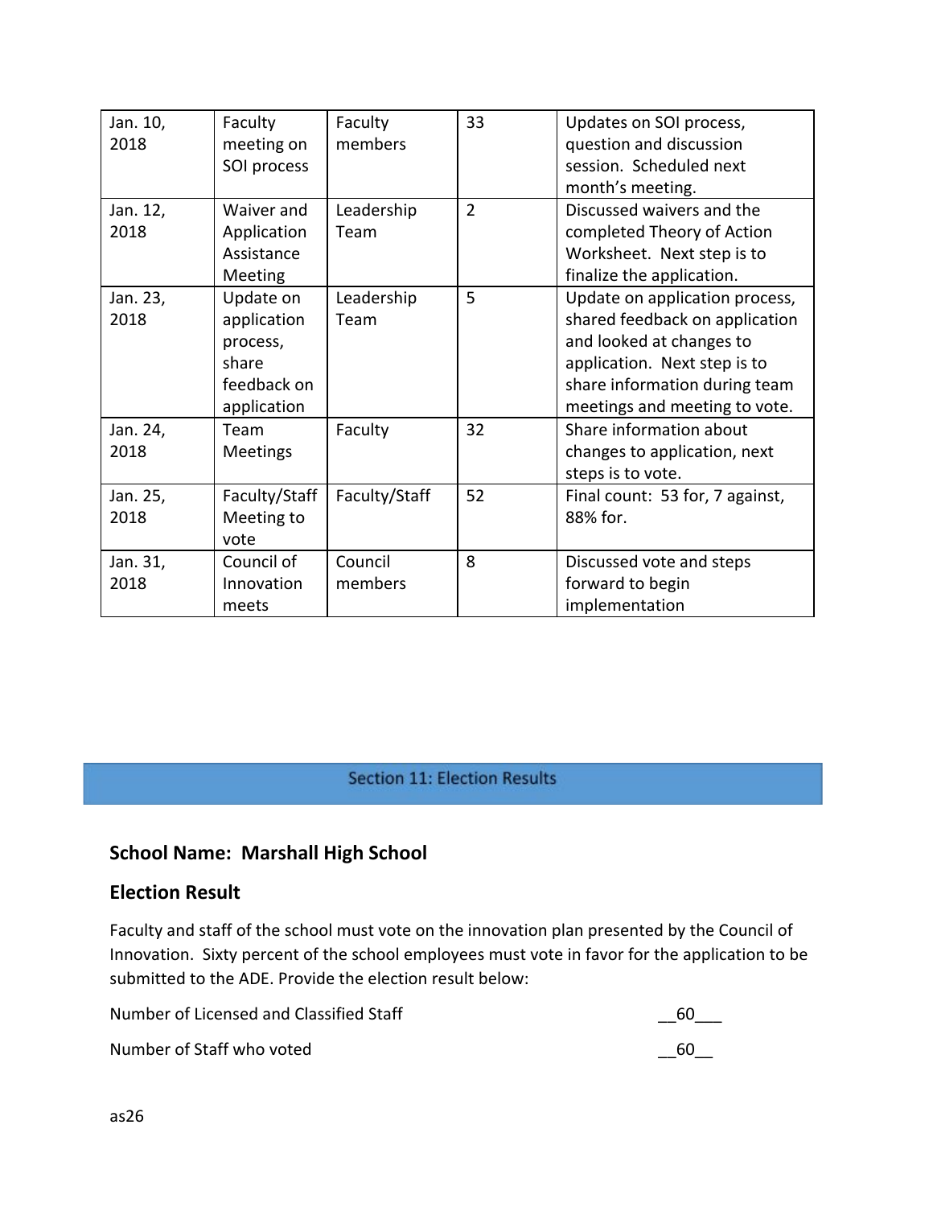| Jan. 10, 2018 | Faculty meeting on SOI process | Faculty members | 33 | Updates on SOI process, question and discussion session. Scheduled next month's meeting. |
|---|---|---|---|---|
| Jan. 12, 2018 | Waiver and Application Assistance Meeting | Leadership Team | 2 | Discussed waivers and the completed Theory of Action Worksheet. Next step is to finalize the application. |
| Jan. 23, 2018 | Update on application process, share feedback on application | Leadership Team | 5 | Update on application process, shared feedback on application and looked at changes to application. Next step is to share information during team meetings and meeting to vote. |
| Jan. 24, 2018 | Team Meetings | Faculty | 32 | Share information about changes to application, next steps is to vote. |
| Jan. 25, 2018 | Faculty/Staff Meeting to vote | Faculty/Staff | 52 | Final count: 53 for, 7 against, 88% for. |
| Jan. 31, 2018 | Council of Innovation meets | Council members | 8 | Discussed vote and steps forward to begin implementation |

## Section 11: Election Results

### School Name: Marshall High School

### Election Result

Faculty and staff of the school must vote on the innovation plan presented by the Council of Innovation. Sixty percent of the school employees must vote in favor for the application to be submitted to the ADE. Provide the election result below:

Number of Licensed and Classified Staff __60___

Number of Staff who voted __60__

as26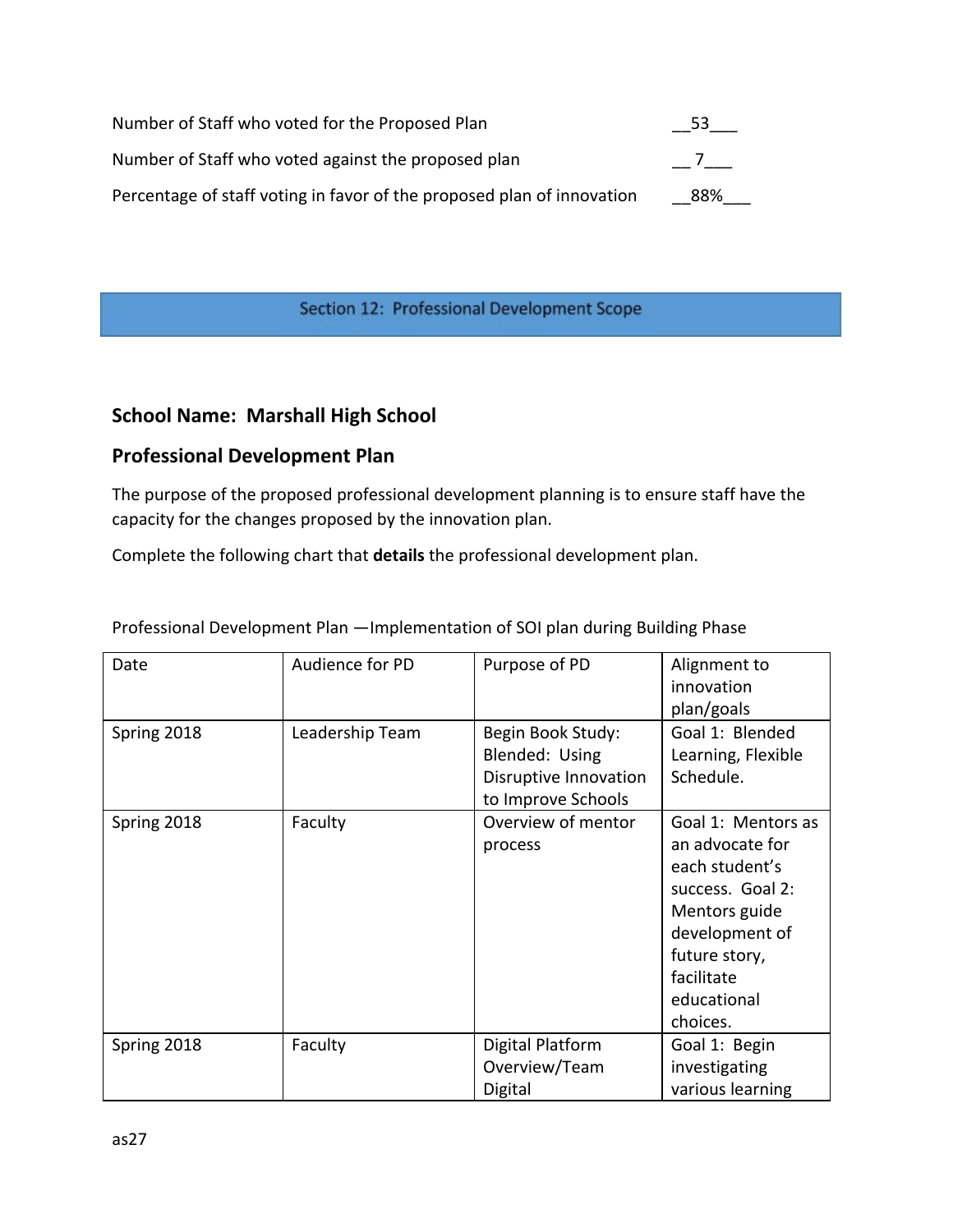Number of Staff who voted for the Proposed Plan __53___

Number of Staff who voted against the proposed plan __ 7___

Percentage of staff voting in favor of the proposed plan of innovation __88%___

## Section 12: Professional Development Scope

### School Name: Marshall High School

### Professional Development Plan

The purpose of the proposed professional development planning is to ensure staff have the capacity for the changes proposed by the innovation plan.

Complete the following chart that **details** the professional development plan.

Professional Development Plan —Implementation of SOI plan during Building Phase

| Date | Audience for PD | Purpose of PD | Alignment to innovation plan/goals |
|---|---|---|---|
| Spring 2018 | Leadership Team | Begin Book Study: Blended: Using Disruptive Innovation to Improve Schools | Goal 1: Blended Learning, Flexible Schedule. |
| Spring 2018 | Faculty | Overview of mentor process | Goal 1: Mentors as an advocate for each student's success. Goal 2: Mentors guide development of future story, facilitate educational choices. |
| Spring 2018 | Faculty | Digital Platform Overview/Team Digital | Goal 1: Begin investigating various learning |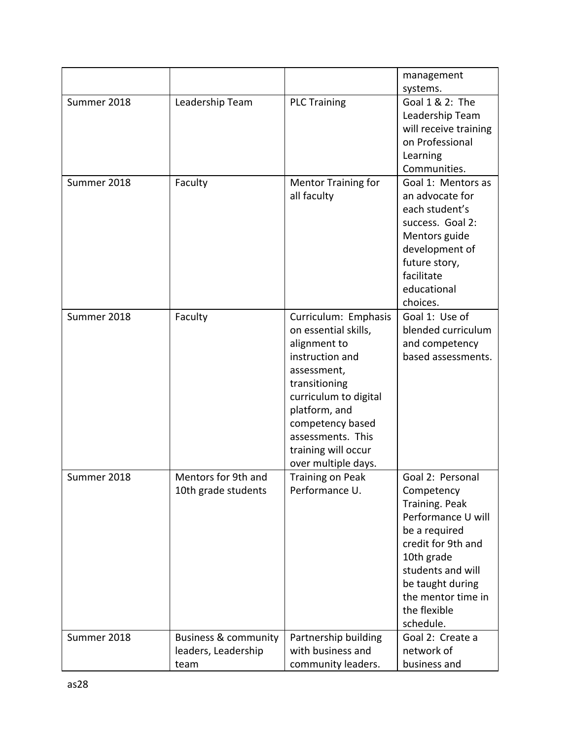| | | | |
|---|---|---|---|
| | | | management systems. |
| Summer 2018 | Leadership Team | PLC Training | Goal 1 & 2: The Leadership Team will receive training on Professional Learning Communities. |
| Summer 2018 | Faculty | Mentor Training for all faculty | Goal 1: Mentors as an advocate for each student's success. Goal 2: Mentors guide development of future story, facilitate educational choices. |
| Summer 2018 | Faculty | Curriculum: Emphasis on essential skills, alignment to instruction and assessment, transitioning curriculum to digital platform, and competency based assessments. This training will occur over multiple days. | Goal 1: Use of blended curriculum and competency based assessments. |
| Summer 2018 | Mentors for 9th and 10th grade students | Training on Peak Performance U. | Goal 2: Personal Competency Training. Peak Performance U will be a required credit for 9th and 10th grade students and will be taught during the mentor time in the flexible schedule. |
| Summer 2018 | Business & community leaders, Leadership team | Partnership building with business and community leaders. | Goal 2: Create a network of business and |

as28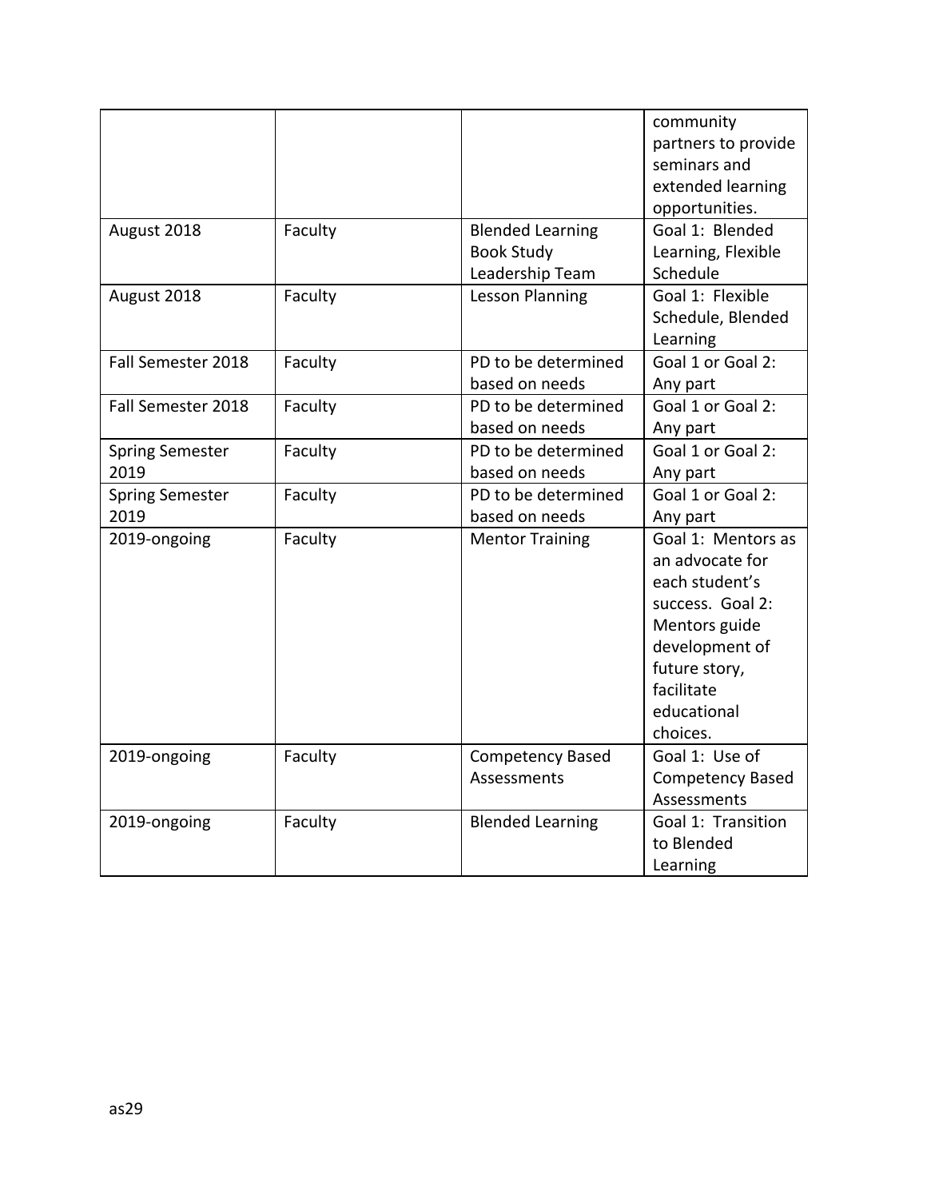| | | | |
|---|---|---|---|
| | | | community partners to provide seminars and extended learning opportunities. |
| August 2018 | Faculty | Blended Learning Book Study Leadership Team | Goal 1: Blended Learning, Flexible Schedule |
| August 2018 | Faculty | Lesson Planning | Goal 1: Flexible Schedule, Blended Learning |
| Fall Semester 2018 | Faculty | PD to be determined based on needs | Goal 1 or Goal 2: Any part |
| Fall Semester 2018 | Faculty | PD to be determined based on needs | Goal 1 or Goal 2: Any part |
| Spring Semester 2019 | Faculty | PD to be determined based on needs | Goal 1 or Goal 2: Any part |
| Spring Semester 2019 | Faculty | PD to be determined based on needs | Goal 1 or Goal 2: Any part |
| 2019-ongoing | Faculty | Mentor Training | Goal 1: Mentors as an advocate for each student's success. Goal 2: Mentors guide development of future story, facilitate educational choices. |
| 2019-ongoing | Faculty | Competency Based Assessments | Goal 1: Use of Competency Based Assessments |
| 2019-ongoing | Faculty | Blended Learning | Goal 1: Transition to Blended Learning |